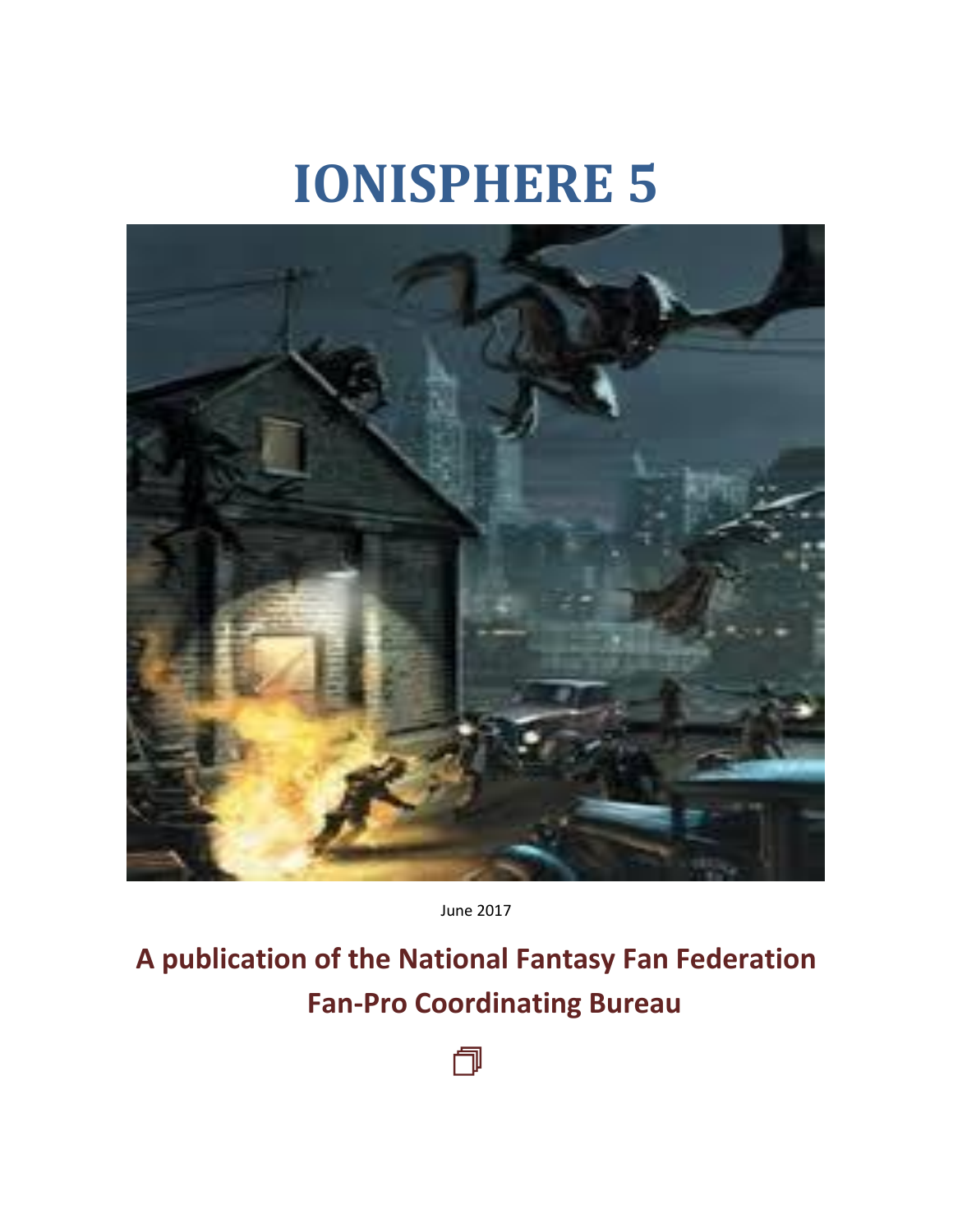# IONISPHERE 5

June 2017

## A publication of the National Fantasy Fan Federation Fan-Pro Coordinating Bureau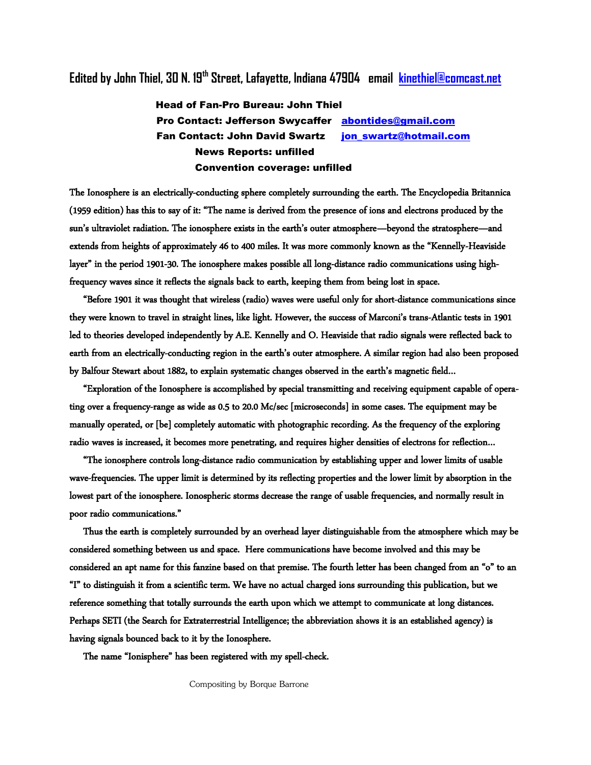**Edited by John Thiel, 30 N. 19th Street, Lafayette, Indiana 47904 email kinethiel@comcast.net**

**Head of Fan-Pro Bureau: John Thiel**
**Pro Contact: Jefferson Swycaffer abontides@gmail.com**
**Fan Contact: John David Swartz jon_swartz@hotmail.com**
**News Reports: unfilled**
**Convention coverage: unfilled**

The Ionosphere is an electrically-conducting sphere completely surrounding the earth. The Encyclopedia Britannica (1959 edition) has this to say of it: "The name is derived from the presence of ions and electrons produced by the sun's ultraviolet radiation. The ionosphere exists in the earth's outer atmosphere—beyond the stratosphere—and extends from heights of approximately 46 to 400 miles. It was more commonly known as the "Kennelly-Heaviside layer" in the period 1901-30. The ionosphere makes possible all long-distance radio communications using high-frequency waves since it reflects the signals back to earth, keeping them from being lost in space.

"Before 1901 it was thought that wireless (radio) waves were useful only for short-distance communications since they were known to travel in straight lines, like light. However, the success of Marconi's trans-Atlantic tests in 1901 led to theories developed independently by A.E. Kennelly and O. Heaviside that radio signals were reflected back to earth from an electrically-conducting region in the earth's outer atmosphere. A similar region had also been proposed by Balfour Stewart about 1882, to explain systematic changes observed in the earth's magnetic field…

"Exploration of the Ionosphere is accomplished by special transmitting and receiving equipment capable of operating over a frequency-range as wide as 0.5 to 20.0 Mc/sec [microseconds] in some cases. The equipment may be manually operated, or [be] completely automatic with photographic recording. As the frequency of the exploring radio waves is increased, it becomes more penetrating, and requires higher densities of electrons for reflection…

"The ionosphere controls long-distance radio communication by establishing upper and lower limits of usable wave-frequencies. The upper limit is determined by its reflecting properties and the lower limit by absorption in the lowest part of the ionosphere. Ionospheric storms decrease the range of usable frequencies, and normally result in poor radio communications."

Thus the earth is completely surrounded by an overhead layer distinguishable from the atmosphere which may be considered something between us and space. Here communications have become involved and this may be considered an apt name for this fanzine based on that premise. The fourth letter has been changed from an "o" to an "I" to distinguish it from a scientific term. We have no actual charged ions surrounding this publication, but we reference something that totally surrounds the earth upon which we attempt to communicate at long distances. Perhaps SETI (the Search for Extraterrestrial Intelligence; the abbreviation shows it is an established agency) is having signals bounced back to it by the Ionosphere.

The name "Ionisphere" has been registered with my spell-check.

Compositing by Borque Barrone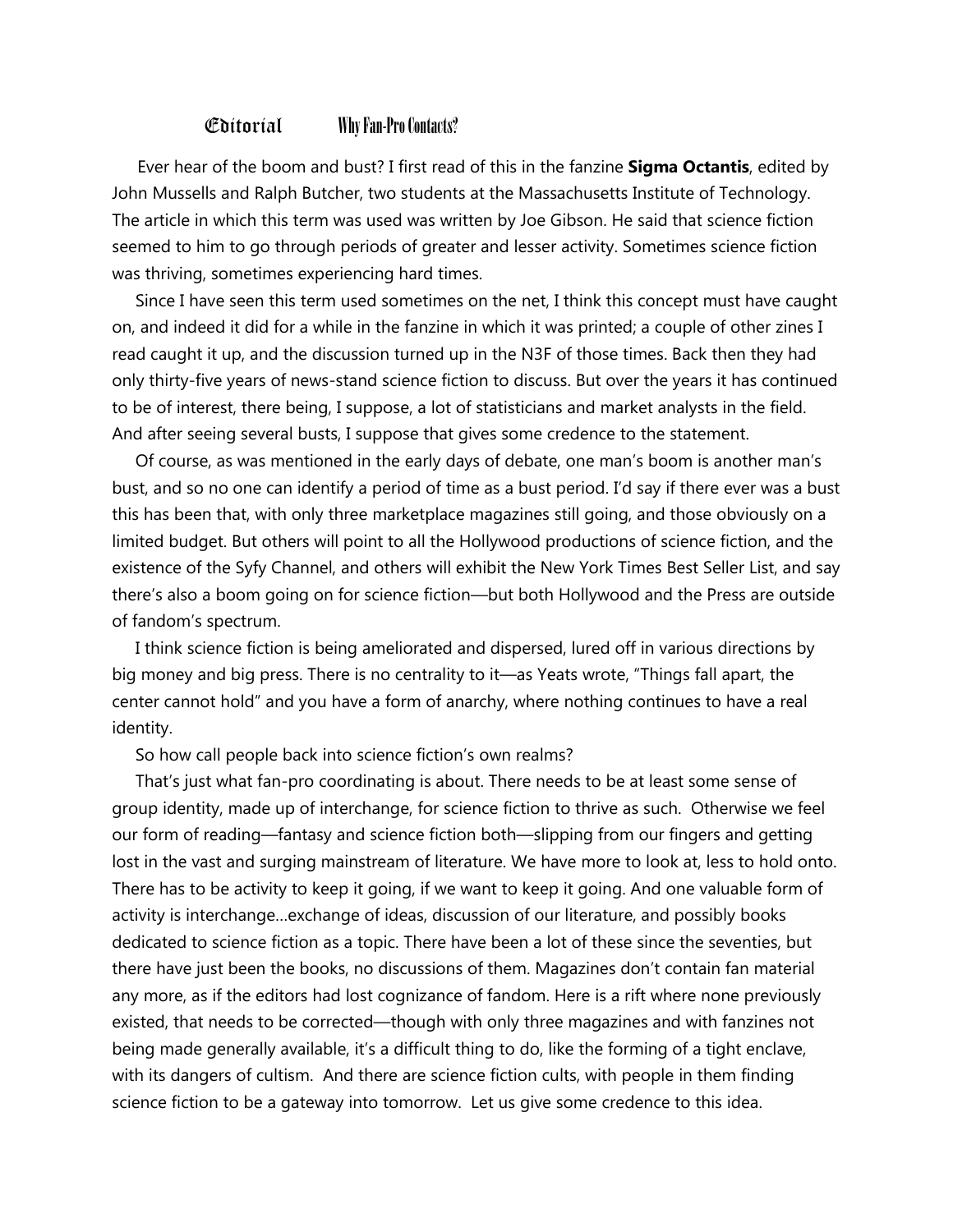## Editorial Why Fan-Pro Contacts?

Ever hear of the boom and bust? I first read of this in the fanzine **Sigma Octantis**, edited by John Mussells and Ralph Butcher, two students at the Massachusetts Institute of Technology. The article in which this term was used was written by Joe Gibson. He said that science fiction seemed to him to go through periods of greater and lesser activity. Sometimes science fiction was thriving, sometimes experiencing hard times.

Since I have seen this term used sometimes on the net, I think this concept must have caught on, and indeed it did for a while in the fanzine in which it was printed; a couple of other zines I read caught it up, and the discussion turned up in the N3F of those times. Back then they had only thirty-five years of news-stand science fiction to discuss. But over the years it has continued to be of interest, there being, I suppose, a lot of statisticians and market analysts in the field. And after seeing several busts, I suppose that gives some credence to the statement.

Of course, as was mentioned in the early days of debate, one man's boom is another man's bust, and so no one can identify a period of time as a bust period. I'd say if there ever was a bust this has been that, with only three marketplace magazines still going, and those obviously on a limited budget. But others will point to all the Hollywood productions of science fiction, and the existence of the Syfy Channel, and others will exhibit the New York Times Best Seller List, and say there's also a boom going on for science fiction—but both Hollywood and the Press are outside of fandom's spectrum.

I think science fiction is being ameliorated and dispersed, lured off in various directions by big money and big press. There is no centrality to it—as Yeats wrote, "Things fall apart, the center cannot hold" and you have a form of anarchy, where nothing continues to have a real identity.

So how call people back into science fiction's own realms?

That's just what fan-pro coordinating is about. There needs to be at least some sense of group identity, made up of interchange, for science fiction to thrive as such. Otherwise we feel our form of reading—fantasy and science fiction both—slipping from our fingers and getting lost in the vast and surging mainstream of literature. We have more to look at, less to hold onto. There has to be activity to keep it going, if we want to keep it going. And one valuable form of activity is interchange…exchange of ideas, discussion of our literature, and possibly books dedicated to science fiction as a topic. There have been a lot of these since the seventies, but there have just been the books, no discussions of them. Magazines don't contain fan material any more, as if the editors had lost cognizance of fandom. Here is a rift where none previously existed, that needs to be corrected—though with only three magazines and with fanzines not being made generally available, it's a difficult thing to do, like the forming of a tight enclave, with its dangers of cultism. And there are science fiction cults, with people in them finding science fiction to be a gateway into tomorrow. Let us give some credence to this idea.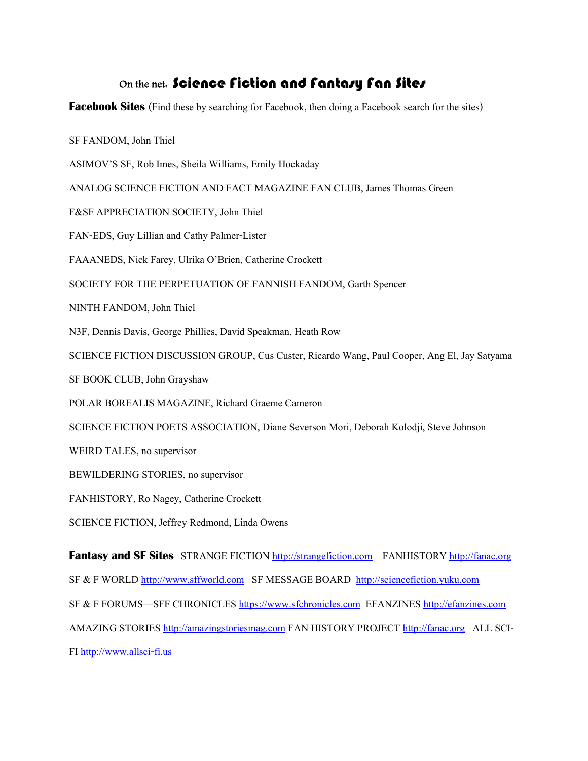# On the net: Science Fiction and Fantasy Fan Sites

**Facebook Sites** (Find these by searching for Facebook, then doing a Facebook search for the sites)

SF FANDOM, John Thiel

ASIMOV'S SF, Rob Imes, Sheila Williams, Emily Hockaday

ANALOG SCIENCE FICTION AND FACT MAGAZINE FAN CLUB, James Thomas Green

F&SF APPRECIATION SOCIETY, John Thiel

FAN-EDS, Guy Lillian and Cathy Palmer-Lister

FAAANEDS, Nick Farey, Ulrika O'Brien, Catherine Crockett

SOCIETY FOR THE PERPETUATION OF FANNISH FANDOM, Garth Spencer

NINTH FANDOM, John Thiel

N3F, Dennis Davis, George Phillies, David Speakman, Heath Row

SCIENCE FICTION DISCUSSION GROUP, Cus Custer, Ricardo Wang, Paul Cooper, Ang El, Jay Satyama

SF BOOK CLUB, John Grayshaw

POLAR BOREALIS MAGAZINE, Richard Graeme Cameron

SCIENCE FICTION POETS ASSOCIATION, Diane Severson Mori, Deborah Kolodji, Steve Johnson

WEIRD TALES, no supervisor

BEWILDERING STORIES, no supervisor

FANHISTORY, Ro Nagey, Catherine Crockett

SCIENCE FICTION, Jeffrey Redmond, Linda Owens

**Fantasy and SF Sites** STRANGE FICTION http://strangefiction.com FANHISTORY http://fanac.org SF & F WORLD http://www.sffworld.com SF MESSAGE BOARD http://sciencefiction.yuku.com SF & F FORUMS—SFF CHRONICLES https://www.sfchronicles.com EFANZINES http://efanzines.com AMAZING STORIES http://amazingstoriesmag.com FAN HISTORY PROJECT http://fanac.org ALL SCI-FI http://www.allsci-fi.us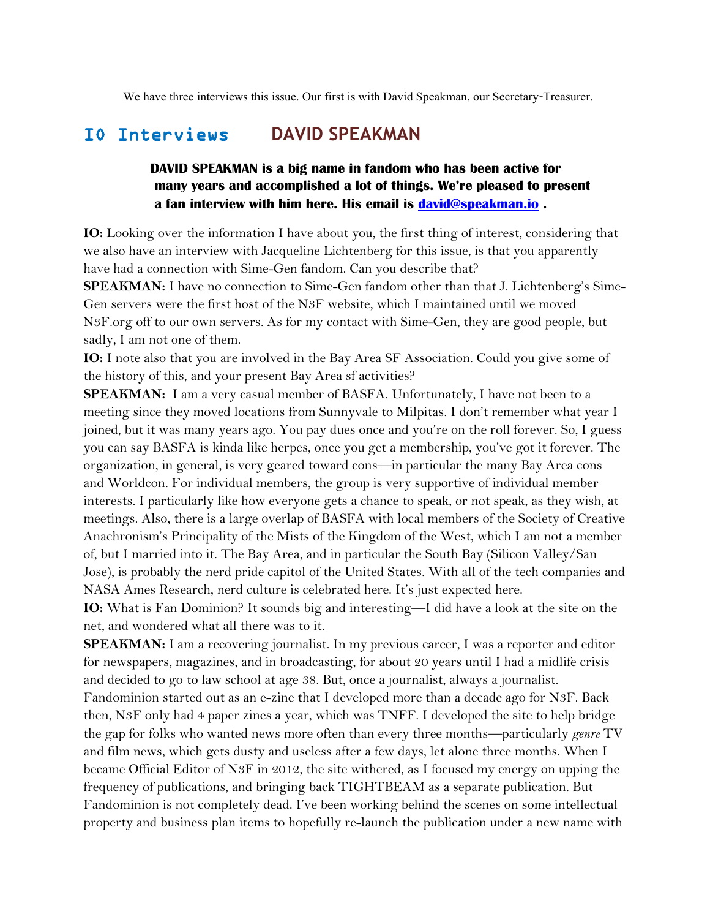We have three interviews this issue. Our first is with David Speakman, our Secretary-Treasurer.

## IO Interviews DAVID SPEAKMAN

**DAVID SPEAKMAN is a big name in fandom who has been active for many years and accomplished a lot of things. We're pleased to present a fan interview with him here. His email is [david@speakman.io](mailto:david@speakman.io) .**

**IO:** Looking over the information I have about you, the first thing of interest, considering that we also have an interview with Jacqueline Lichtenberg for this issue, is that you apparently have had a connection with Sime-Gen fandom. Can you describe that?

**SPEAKMAN:** I have no connection to Sime-Gen fandom other than that J. Lichtenberg's Sime-Gen servers were the first host of the N3F website, which I maintained until we moved N3F.org off to our own servers. As for my contact with Sime-Gen, they are good people, but sadly, I am not one of them.

**IO:** I note also that you are involved in the Bay Area SF Association. Could you give some of the history of this, and your present Bay Area sf activities?

**SPEAKMAN:** I am a very casual member of BASFA. Unfortunately, I have not been to a meeting since they moved locations from Sunnyvale to Milpitas. I don't remember what year I joined, but it was many years ago. You pay dues once and you're on the roll forever. So, I guess you can say BASFA is kinda like herpes, once you get a membership, you've got it forever. The organization, in general, is very geared toward cons—in particular the many Bay Area cons and Worldcon. For individual members, the group is very supportive of individual member interests. I particularly like how everyone gets a chance to speak, or not speak, as they wish, at meetings. Also, there is a large overlap of BASFA with local members of the Society of Creative Anachronism's Principality of the Mists of the Kingdom of the West, which I am not a member of, but I married into it. The Bay Area, and in particular the South Bay (Silicon Valley/San Jose), is probably the nerd pride capitol of the United States. With all of the tech companies and NASA Ames Research, nerd culture is celebrated here. It's just expected here.

**IO:** What is Fan Dominion? It sounds big and interesting—I did have a look at the site on the net, and wondered what all there was to it.

**SPEAKMAN:** I am a recovering journalist. In my previous career, I was a reporter and editor for newspapers, magazines, and in broadcasting, for about 20 years until I had a midlife crisis and decided to go to law school at age 38. But, once a journalist, always a journalist. Fandominion started out as an e-zine that I developed more than a decade ago for N3F. Back then, N3F only had 4 paper zines a year, which was TNFF. I developed the site to help bridge the gap for folks who wanted news more often than every three months—particularly *genre* TV and film news, which gets dusty and useless after a few days, let alone three months. When I became Official Editor of N3F in 2012, the site withered, as I focused my energy on upping the frequency of publications, and bringing back TIGHTBEAM as a separate publication. But Fandominion is not completely dead. I've been working behind the scenes on some intellectual property and business plan items to hopefully re-launch the publication under a new name with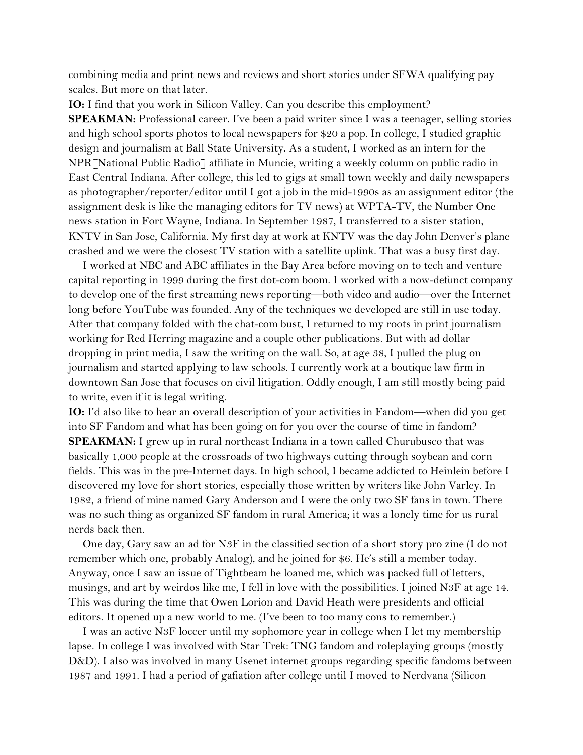combining media and print news and reviews and short stories under SFWA qualifying pay scales. But more on that later.

**IO:** I find that you work in Silicon Valley. Can you describe this employment?

**SPEAKMAN:** Professional career. I've been a paid writer since I was a teenager, selling stories and high school sports photos to local newspapers for $20 a pop. In college, I studied graphic design and journalism at Ball State University. As a student, I worked as an intern for the NPR[National Public Radio] affiliate in Muncie, writing a weekly column on public radio in East Central Indiana. After college, this led to gigs at small town weekly and daily newspapers as photographer/reporter/editor until I got a job in the mid-1990s as an assignment editor (the assignment desk is like the managing editors for TV news) at WPTA-TV, the Number One news station in Fort Wayne, Indiana. In September 1987, I transferred to a sister station, KNTV in San Jose, California. My first day at work at KNTV was the day John Denver's plane crashed and we were the closest TV station with a satellite uplink. That was a busy first day.

I worked at NBC and ABC affiliates in the Bay Area before moving on to tech and venture capital reporting in 1999 during the first dot-com boom. I worked with a now-defunct company to develop one of the first streaming news reporting—both video and audio—over the Internet long before YouTube was founded. Any of the techniques we developed are still in use today. After that company folded with the chat-com bust, I returned to my roots in print journalism working for Red Herring magazine and a couple other publications. But with ad dollar dropping in print media, I saw the writing on the wall. So, at age 38, I pulled the plug on journalism and started applying to law schools. I currently work at a boutique law firm in downtown San Jose that focuses on civil litigation. Oddly enough, I am still mostly being paid to write, even if it is legal writing.

**IO:** I'd also like to hear an overall description of your activities in Fandom—when did you get into SF Fandom and what has been going on for you over the course of time in fandom?

**SPEAKMAN:** I grew up in rural northeast Indiana in a town called Churubusco that was basically 1,000 people at the crossroads of two highways cutting through soybean and corn fields. This was in the pre-Internet days. In high school, I became addicted to Heinlein before I discovered my love for short stories, especially those written by writers like John Varley. In 1982, a friend of mine named Gary Anderson and I were the only two SF fans in town. There was no such thing as organized SF fandom in rural America; it was a lonely time for us rural nerds back then.

One day, Gary saw an ad for N3F in the classified section of a short story pro zine (I do not remember which one, probably Analog), and he joined for $6. He's still a member today. Anyway, once I saw an issue of Tightbeam he loaned me, which was packed full of letters, musings, and art by weirdos like me, I fell in love with the possibilities. I joined N3F at age 14. This was during the time that Owen Lorion and David Heath were presidents and official editors. It opened up a new world to me. (I've been to too many cons to remember.)

I was an active N3F loccer until my sophomore year in college when I let my membership lapse. In college I was involved with Star Trek: TNG fandom and roleplaying groups (mostly D&D). I also was involved in many Usenet internet groups regarding specific fandoms between 1987 and 1991. I had a period of gafiation after college until I moved to Nerdvana (Silicon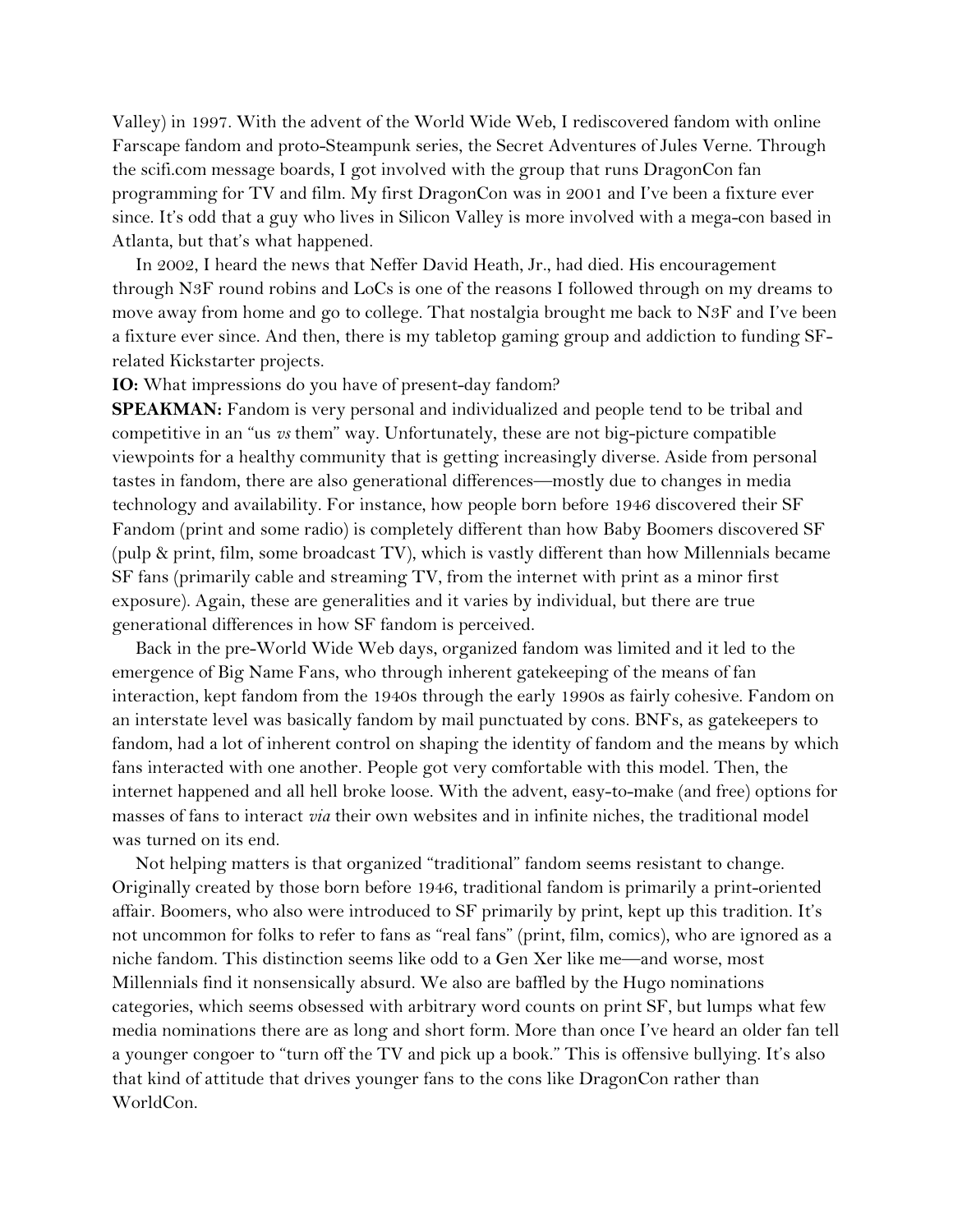Valley) in 1997. With the advent of the World Wide Web, I rediscovered fandom with online Farscape fandom and proto-Steampunk series, the Secret Adventures of Jules Verne. Through the scifi.com message boards, I got involved with the group that runs DragonCon fan programming for TV and film. My first DragonCon was in 2001 and I've been a fixture ever since. It's odd that a guy who lives in Silicon Valley is more involved with a mega-con based in Atlanta, but that's what happened.

In 2002, I heard the news that Neffer David Heath, Jr., had died. His encouragement through N3F round robins and LoCs is one of the reasons I followed through on my dreams to move away from home and go to college. That nostalgia brought me back to N3F and I've been a fixture ever since. And then, there is my tabletop gaming group and addiction to funding SF-related Kickstarter projects.

**IO:** What impressions do you have of present-day fandom?

**SPEAKMAN:** Fandom is very personal and individualized and people tend to be tribal and competitive in an "us *vs* them" way. Unfortunately, these are not big-picture compatible viewpoints for a healthy community that is getting increasingly diverse. Aside from personal tastes in fandom, there are also generational differences—mostly due to changes in media technology and availability. For instance, how people born before 1946 discovered their SF Fandom (print and some radio) is completely different than how Baby Boomers discovered SF (pulp & print, film, some broadcast TV), which is vastly different than how Millennials became SF fans (primarily cable and streaming TV, from the internet with print as a minor first exposure). Again, these are generalities and it varies by individual, but there are true generational differences in how SF fandom is perceived.

Back in the pre-World Wide Web days, organized fandom was limited and it led to the emergence of Big Name Fans, who through inherent gatekeeping of the means of fan interaction, kept fandom from the 1940s through the early 1990s as fairly cohesive. Fandom on an interstate level was basically fandom by mail punctuated by cons. BNFs, as gatekeepers to fandom, had a lot of inherent control on shaping the identity of fandom and the means by which fans interacted with one another. People got very comfortable with this model. Then, the internet happened and all hell broke loose. With the advent, easy-to-make (and free) options for masses of fans to interact *via* their own websites and in infinite niches, the traditional model was turned on its end.

Not helping matters is that organized "traditional" fandom seems resistant to change. Originally created by those born before 1946, traditional fandom is primarily a print-oriented affair. Boomers, who also were introduced to SF primarily by print, kept up this tradition. It's not uncommon for folks to refer to fans as "real fans" (print, film, comics), who are ignored as a niche fandom. This distinction seems like odd to a Gen Xer like me—and worse, most Millennials find it nonsensically absurd. We also are baffled by the Hugo nominations categories, which seems obsessed with arbitrary word counts on print SF, but lumps what few media nominations there are as long and short form. More than once I've heard an older fan tell a younger congoer to "turn off the TV and pick up a book." This is offensive bullying. It's also that kind of attitude that drives younger fans to the cons like DragonCon rather than WorldCon.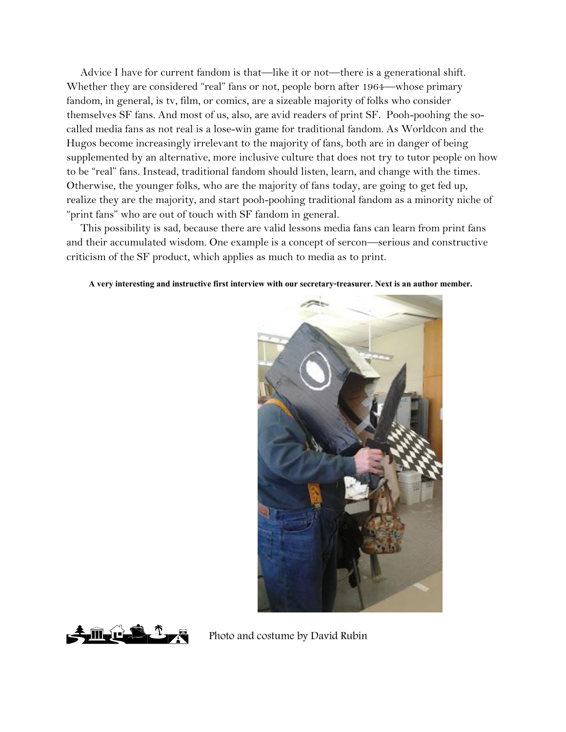Advice I have for current fandom is that—like it or not—there is a generational shift. Whether they are considered "real" fans or not, people born after 1964—whose primary fandom, in general, is tv, film, or comics, are a sizeable majority of folks who consider themselves SF fans. And most of us, also, are avid readers of print SF. Pooh-poohing the so-called media fans as not real is a lose-win game for traditional fandom. As Worldcon and the Hugos become increasingly irrelevant to the majority of fans, both are in danger of being supplemented by an alternative, more inclusive culture that does not try to tutor people on how to be "real" fans. Instead, traditional fandom should listen, learn, and change with the times. Otherwise, the younger folks, who are the majority of fans today, are going to get fed up, realize they are the majority, and start pooh-poohing traditional fandom as a minority niche of "print fans" who are out of touch with SF fandom in general.

This possibility is sad, because there are valid lessons media fans can learn from print fans and their accumulated wisdom. One example is a concept of sercon—serious and constructive criticism of the SF product, which applies as much to media as to print.

**A very interesting and instructive first interview with our secretary-treasurer. Next is an author member.**

Photo and costume by David Rubin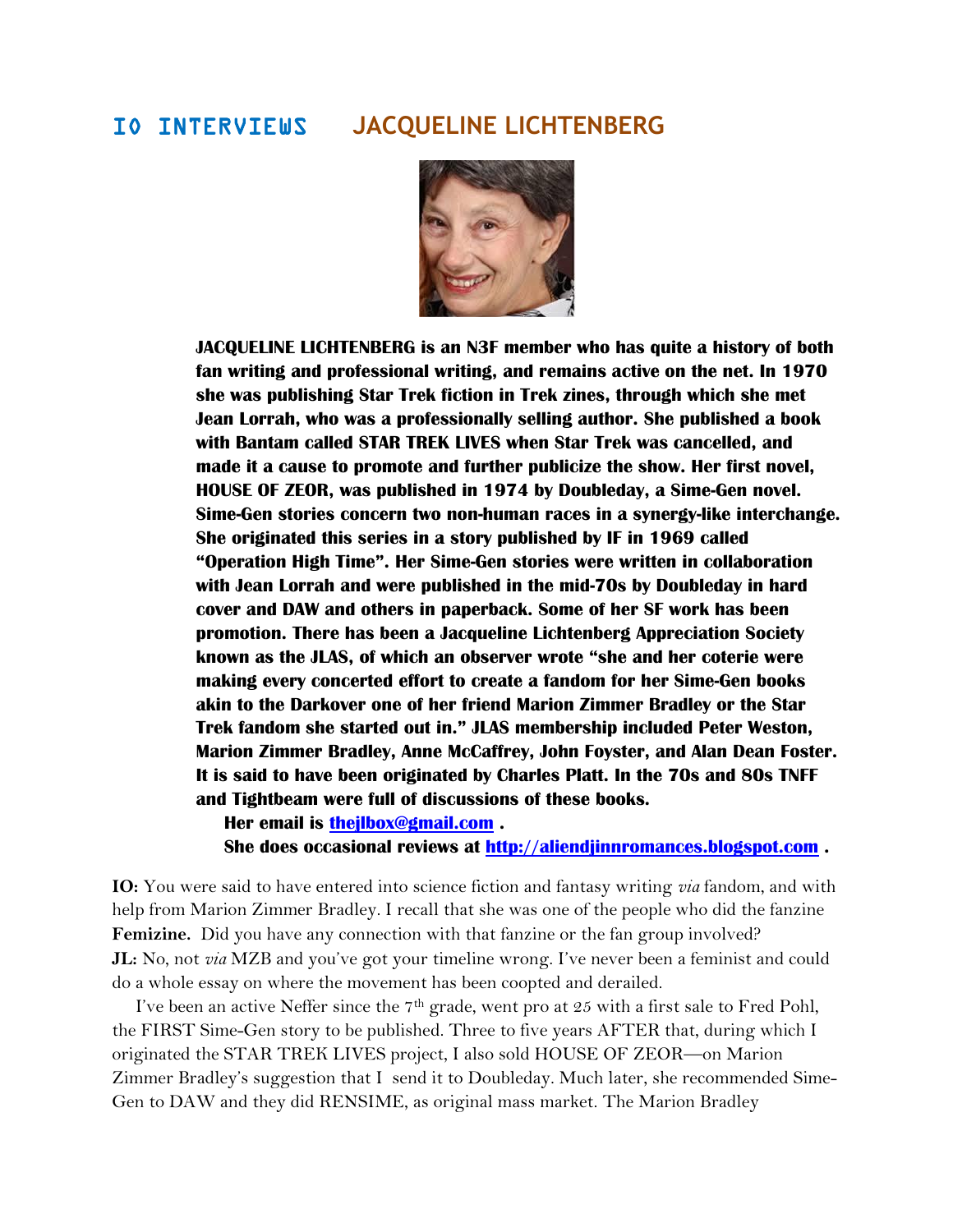## IO INTERVIEWS JACQUELINE LICHTENBERG

**JACQUELINE LICHTENBERG is an N3F member who has quite a history of both fan writing and professional writing, and remains active on the net. In 1970 she was publishing Star Trek fiction in Trek zines, through which she met Jean Lorrah, who was a professionally selling author. She published a book with Bantam called STAR TREK LIVES when Star Trek was cancelled, and made it a cause to promote and further publicize the show. Her first novel, HOUSE OF ZEOR, was published in 1974 by Doubleday, a Sime-Gen novel. Sime-Gen stories concern two non-human races in a synergy-like interchange. She originated this series in a story published by IF in 1969 called "Operation High Time". Her Sime-Gen stories were written in collaboration with Jean Lorrah and were published in the mid-70s by Doubleday in hard cover and DAW and others in paperback. Some of her SF work has been promotion. There has been a Jacqueline Lichtenberg Appreciation Society known as the JLAS, of which an observer wrote "she and her coterie were making every concerted effort to create a fandom for her Sime-Gen books akin to the Darkover one of her friend Marion Zimmer Bradley or the Star Trek fandom she started out in." JLAS membership included Peter Weston, Marion Zimmer Bradley, Anne McCaffrey, John Foyster, and Alan Dean Foster. It is said to have been originated by Charles Platt. In the 70s and 80s TNFF and Tightbeam were full of discussions of these books.**

**Her email is [thejlbox@gmail.com](mailto:thejlbox@gmail.com) .**

**She does occasional reviews at [http://aliendjinnromances.blogspot.com](http://aliendjinnromances.blogspot.com) .**

**IO:** You were said to have entered into science fiction and fantasy writing *via* fandom, and with help from Marion Zimmer Bradley. I recall that she was one of the people who did the fanzine **Femizine.** Did you have any connection with that fanzine or the fan group involved?

**JL:** No, not *via* MZB and you've got your timeline wrong. I've never been a feminist and could do a whole essay on where the movement has been coopted and derailed.

I've been an active Neffer since the 7th grade, went pro at 25 with a first sale to Fred Pohl, the FIRST Sime-Gen story to be published. Three to five years AFTER that, during which I originated the STAR TREK LIVES project, I also sold HOUSE OF ZEOR—on Marion Zimmer Bradley's suggestion that I send it to Doubleday. Much later, she recommended Sime-Gen to DAW and they did RENSIME, as original mass market. The Marion Bradley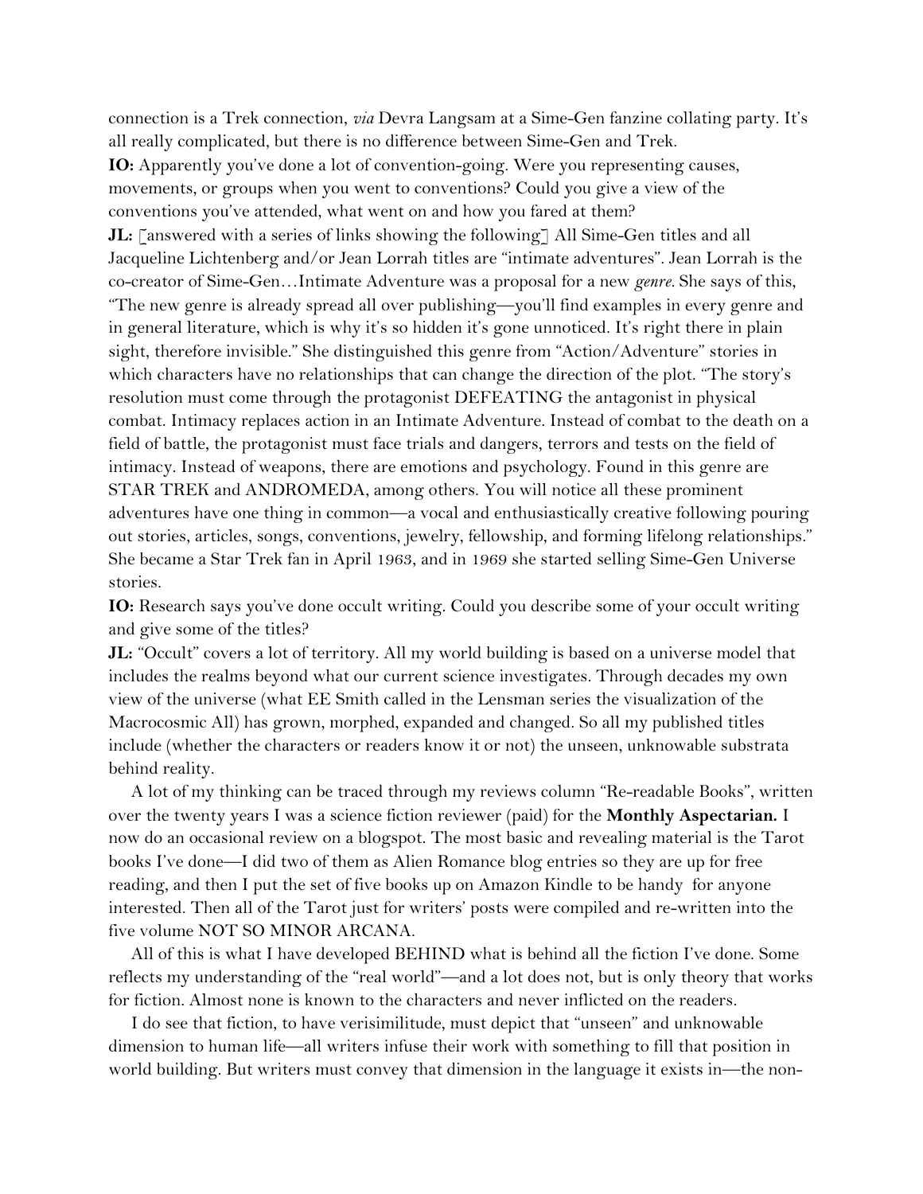connection is a Trek connection, *via* Devra Langsam at a Sime-Gen fanzine collating party. It's all really complicated, but there is no difference between Sime-Gen and Trek.

**IO:** Apparently you've done a lot of convention-going. Were you representing causes, movements, or groups when you went to conventions? Could you give a view of the conventions you've attended, what went on and how you fared at them?

**JL:** [answered with a series of links showing the following] All Sime-Gen titles and all Jacqueline Lichtenberg and/or Jean Lorrah titles are "intimate adventures". Jean Lorrah is the co-creator of Sime-Gen…Intimate Adventure was a proposal for a new *genre*. She says of this, "The new genre is already spread all over publishing—you'll find examples in every genre and in general literature, which is why it's so hidden it's gone unnoticed. It's right there in plain sight, therefore invisible." She distinguished this genre from "Action/Adventure" stories in which characters have no relationships that can change the direction of the plot. "The story's resolution must come through the protagonist DEFEATING the antagonist in physical combat. Intimacy replaces action in an Intimate Adventure. Instead of combat to the death on a field of battle, the protagonist must face trials and dangers, terrors and tests on the field of intimacy. Instead of weapons, there are emotions and psychology. Found in this genre are STAR TREK and ANDROMEDA, among others. You will notice all these prominent adventures have one thing in common—a vocal and enthusiastically creative following pouring out stories, articles, songs, conventions, jewelry, fellowship, and forming lifelong relationships." She became a Star Trek fan in April 1963, and in 1969 she started selling Sime-Gen Universe stories.

**IO:** Research says you've done occult writing. Could you describe some of your occult writing and give some of the titles?

**JL:** "Occult" covers a lot of territory. All my world building is based on a universe model that includes the realms beyond what our current science investigates. Through decades my own view of the universe (what EE Smith called in the Lensman series the visualization of the Macrocosmic All) has grown, morphed, expanded and changed. So all my published titles include (whether the characters or readers know it or not) the unseen, unknowable substrata behind reality.

A lot of my thinking can be traced through my reviews column "Re-readable Books", written over the twenty years I was a science fiction reviewer (paid) for the **Monthly Aspectarian.** I now do an occasional review on a blogspot. The most basic and revealing material is the Tarot books I've done—I did two of them as Alien Romance blog entries so they are up for free reading, and then I put the set of five books up on Amazon Kindle to be handy for anyone interested. Then all of the Tarot just for writers' posts were compiled and re-written into the five volume NOT SO MINOR ARCANA.

All of this is what I have developed BEHIND what is behind all the fiction I've done. Some reflects my understanding of the "real world"—and a lot does not, but is only theory that works for fiction. Almost none is known to the characters and never inflicted on the readers.

I do see that fiction, to have verisimilitude, must depict that "unseen" and unknowable dimension to human life—all writers infuse their work with something to fill that position in world building. But writers must convey that dimension in the language it exists in—the non-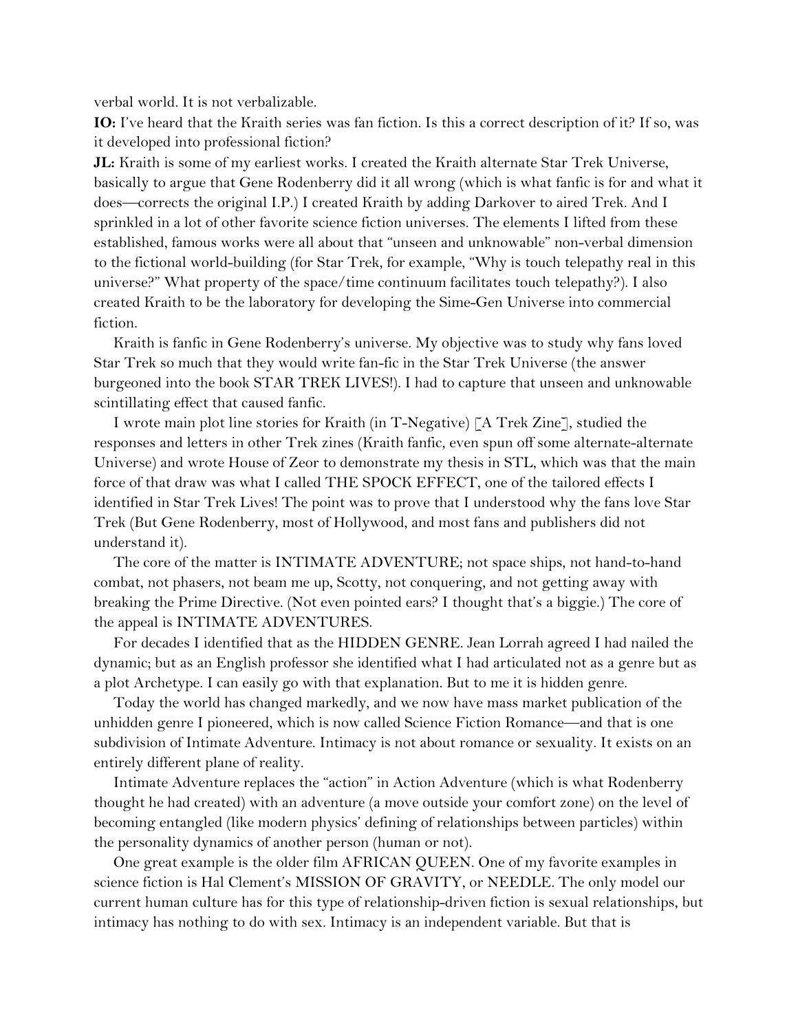verbal world. It is not verbalizable.

**IO:** I've heard that the Kraith series was fan fiction. Is this a correct description of it? If so, was it developed into professional fiction?

**JL:** Kraith is some of my earliest works. I created the Kraith alternate Star Trek Universe, basically to argue that Gene Rodenberry did it all wrong (which is what fanfic is for and what it does—corrects the original I.P.) I created Kraith by adding Darkover to aired Trek. And I sprinkled in a lot of other favorite science fiction universes. The elements I lifted from these established, famous works were all about that "unseen and unknowable" non-verbal dimension to the fictional world-building (for Star Trek, for example, "Why is touch telepathy real in this universe?" What property of the space/time continuum facilitates touch telepathy?). I also created Kraith to be the laboratory for developing the Sime-Gen Universe into commercial fiction.

Kraith is fanfic in Gene Rodenberry's universe. My objective was to study why fans loved Star Trek so much that they would write fan-fic in the Star Trek Universe (the answer burgeoned into the book STAR TREK LIVES!). I had to capture that unseen and unknowable scintillating effect that caused fanfic.

I wrote main plot line stories for Kraith (in T-Negative) [A Trek Zine], studied the responses and letters in other Trek zines (Kraith fanfic, even spun off some alternate-alternate Universe) and wrote House of Zeor to demonstrate my thesis in STL, which was that the main force of that draw was what I called THE SPOCK EFFECT, one of the tailored effects I identified in Star Trek Lives! The point was to prove that I understood why the fans love Star Trek (But Gene Rodenberry, most of Hollywood, and most fans and publishers did not understand it).

The core of the matter is INTIMATE ADVENTURE; not space ships, not hand-to-hand combat, not phasers, not beam me up, Scotty, not conquering, and not getting away with breaking the Prime Directive. (Not even pointed ears? I thought that's a biggie.) The core of the appeal is INTIMATE ADVENTURES.

For decades I identified that as the HIDDEN GENRE. Jean Lorrah agreed I had nailed the dynamic; but as an English professor she identified what I had articulated not as a genre but as a plot Archetype. I can easily go with that explanation. But to me it is hidden genre.

Today the world has changed markedly, and we now have mass market publication of the unhidden genre I pioneered, which is now called Science Fiction Romance—and that is one subdivision of Intimate Adventure. Intimacy is not about romance or sexuality. It exists on an entirely different plane of reality.

Intimate Adventure replaces the "action" in Action Adventure (which is what Rodenberry thought he had created) with an adventure (a move outside your comfort zone) on the level of becoming entangled (like modern physics' defining of relationships between particles) within the personality dynamics of another person (human or not).

One great example is the older film AFRICAN QUEEN. One of my favorite examples in science fiction is Hal Clement's MISSION OF GRAVITY, or NEEDLE. The only model our current human culture has for this type of relationship-driven fiction is sexual relationships, but intimacy has nothing to do with sex. Intimacy is an independent variable. But that is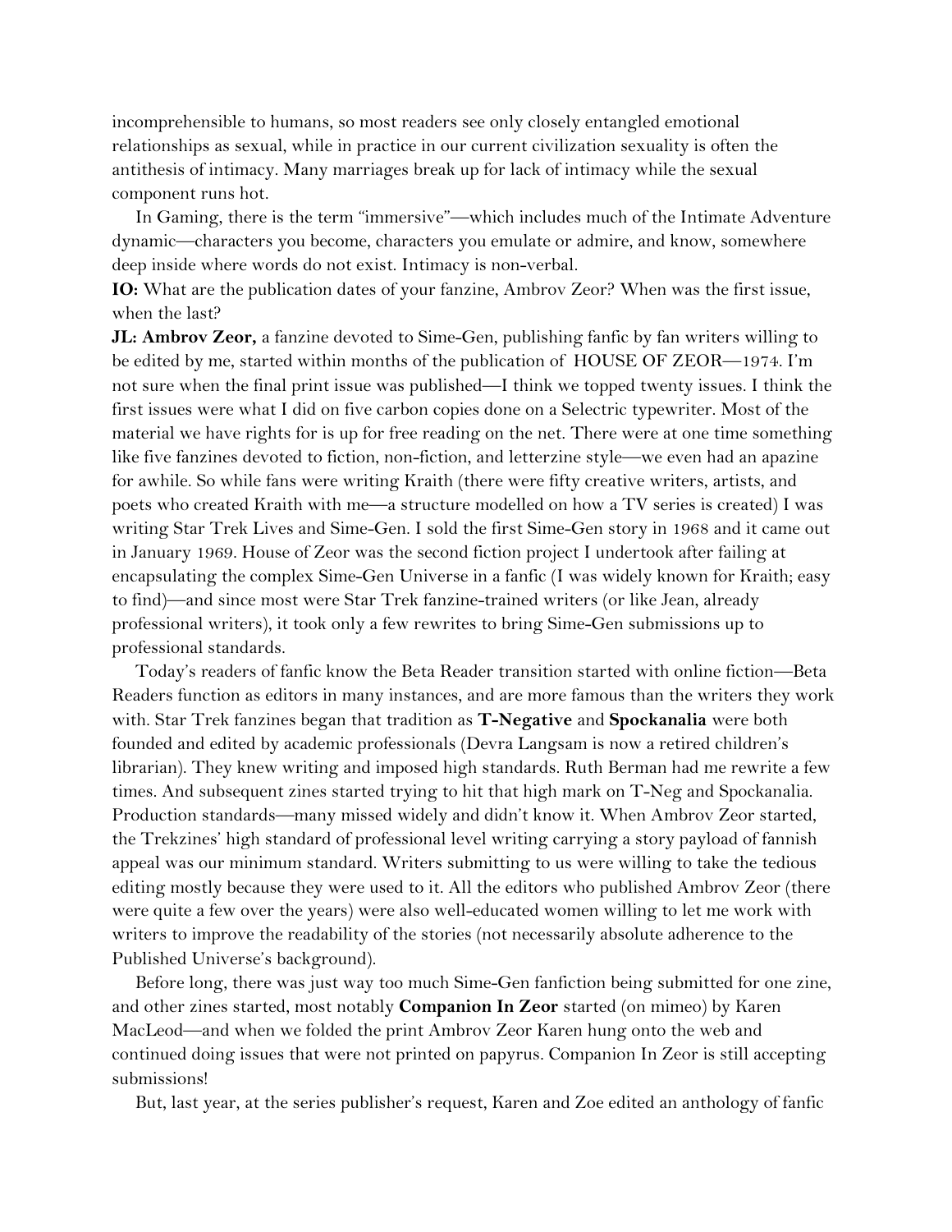incomprehensible to humans, so most readers see only closely entangled emotional relationships as sexual, while in practice in our current civilization sexuality is often the antithesis of intimacy. Many marriages break up for lack of intimacy while the sexual component runs hot.

In Gaming, there is the term "immersive"—which includes much of the Intimate Adventure dynamic—characters you become, characters you emulate or admire, and know, somewhere deep inside where words do not exist. Intimacy is non-verbal.

**IO:** What are the publication dates of your fanzine, Ambrov Zeor? When was the first issue, when the last?

**JL: Ambrov Zeor,** a fanzine devoted to Sime-Gen, publishing fanfic by fan writers willing to be edited by me, started within months of the publication of HOUSE OF ZEOR—1974. I'm not sure when the final print issue was published—I think we topped twenty issues. I think the first issues were what I did on five carbon copies done on a Selectric typewriter. Most of the material we have rights for is up for free reading on the net. There were at one time something like five fanzines devoted to fiction, non-fiction, and letterzine style—we even had an apazine for awhile. So while fans were writing Kraith (there were fifty creative writers, artists, and poets who created Kraith with me—a structure modelled on how a TV series is created) I was writing Star Trek Lives and Sime-Gen. I sold the first Sime-Gen story in 1968 and it came out in January 1969. House of Zeor was the second fiction project I undertook after failing at encapsulating the complex Sime-Gen Universe in a fanfic (I was widely known for Kraith; easy to find)—and since most were Star Trek fanzine-trained writers (or like Jean, already professional writers), it took only a few rewrites to bring Sime-Gen submissions up to professional standards.

Today's readers of fanfic know the Beta Reader transition started with online fiction—Beta Readers function as editors in many instances, and are more famous than the writers they work with. Star Trek fanzines began that tradition as **T-Negative** and **Spockanalia** were both founded and edited by academic professionals (Devra Langsam is now a retired children's librarian). They knew writing and imposed high standards. Ruth Berman had me rewrite a few times. And subsequent zines started trying to hit that high mark on T-Neg and Spockanalia. Production standards—many missed widely and didn't know it. When Ambrov Zeor started, the Trekzines' high standard of professional level writing carrying a story payload of fannish appeal was our minimum standard. Writers submitting to us were willing to take the tedious editing mostly because they were used to it. All the editors who published Ambrov Zeor (there were quite a few over the years) were also well-educated women willing to let me work with writers to improve the readability of the stories (not necessarily absolute adherence to the Published Universe's background).

Before long, there was just way too much Sime-Gen fanfiction being submitted for one zine, and other zines started, most notably **Companion In Zeor** started (on mimeo) by Karen MacLeod—and when we folded the print Ambrov Zeor Karen hung onto the web and continued doing issues that were not printed on papyrus. Companion In Zeor is still accepting submissions!

But, last year, at the series publisher's request, Karen and Zoe edited an anthology of fanfic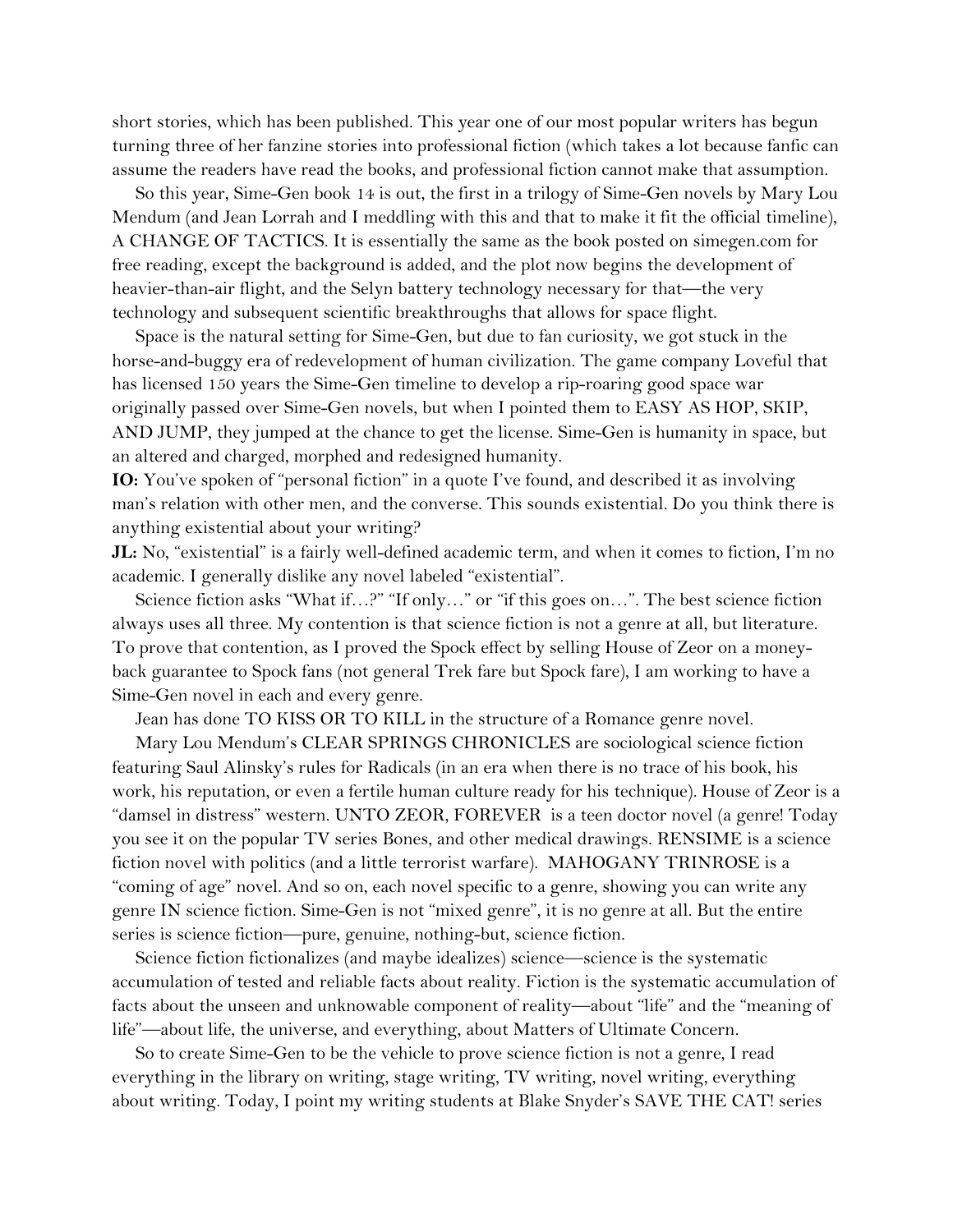short stories, which has been published. This year one of our most popular writers has begun turning three of her fanzine stories into professional fiction (which takes a lot because fanfic can assume the readers have read the books, and professional fiction cannot make that assumption.

So this year, Sime-Gen book 14 is out, the first in a trilogy of Sime-Gen novels by Mary Lou Mendum (and Jean Lorrah and I meddling with this and that to make it fit the official timeline), A CHANGE OF TACTICS. It is essentially the same as the book posted on simegen.com for free reading, except the background is added, and the plot now begins the development of heavier-than-air flight, and the Selyn battery technology necessary for that—the very technology and subsequent scientific breakthroughs that allows for space flight.

Space is the natural setting for Sime-Gen, but due to fan curiosity, we got stuck in the horse-and-buggy era of redevelopment of human civilization. The game company Loveful that has licensed 150 years the Sime-Gen timeline to develop a rip-roaring good space war originally passed over Sime-Gen novels, but when I pointed them to EASY AS HOP, SKIP, AND JUMP, they jumped at the chance to get the license. Sime-Gen is humanity in space, but an altered and charged, morphed and redesigned humanity.

**IO:** You've spoken of "personal fiction" in a quote I've found, and described it as involving man's relation with other men, and the converse. This sounds existential. Do you think there is anything existential about your writing?

**JL:** No, "existential" is a fairly well-defined academic term, and when it comes to fiction, I'm no academic. I generally dislike any novel labeled "existential".

Science fiction asks "What if…?" "If only…" or "if this goes on…". The best science fiction always uses all three. My contention is that science fiction is not a genre at all, but literature. To prove that contention, as I proved the Spock effect by selling House of Zeor on a money-back guarantee to Spock fans (not general Trek fare but Spock fare), I am working to have a Sime-Gen novel in each and every genre.

Jean has done TO KISS OR TO KILL in the structure of a Romance genre novel.

Mary Lou Mendum's CLEAR SPRINGS CHRONICLES are sociological science fiction featuring Saul Alinsky's rules for Radicals (in an era when there is no trace of his book, his work, his reputation, or even a fertile human culture ready for his technique). House of Zeor is a "damsel in distress" western. UNTO ZEOR, FOREVER is a teen doctor novel (a genre! Today you see it on the popular TV series Bones, and other medical drawings. RENSIME is a science fiction novel with politics (and a little terrorist warfare). MAHOGANY TRINROSE is a "coming of age" novel. And so on, each novel specific to a genre, showing you can write any genre IN science fiction. Sime-Gen is not "mixed genre", it is no genre at all. But the entire series is science fiction—pure, genuine, nothing-but, science fiction.

Science fiction fictionalizes (and maybe idealizes) science—science is the systematic accumulation of tested and reliable facts about reality. Fiction is the systematic accumulation of facts about the unseen and unknowable component of reality—about "life" and the "meaning of life"—about life, the universe, and everything, about Matters of Ultimate Concern.

So to create Sime-Gen to be the vehicle to prove science fiction is not a genre, I read everything in the library on writing, stage writing, TV writing, novel writing, everything about writing. Today, I point my writing students at Blake Snyder's SAVE THE CAT! series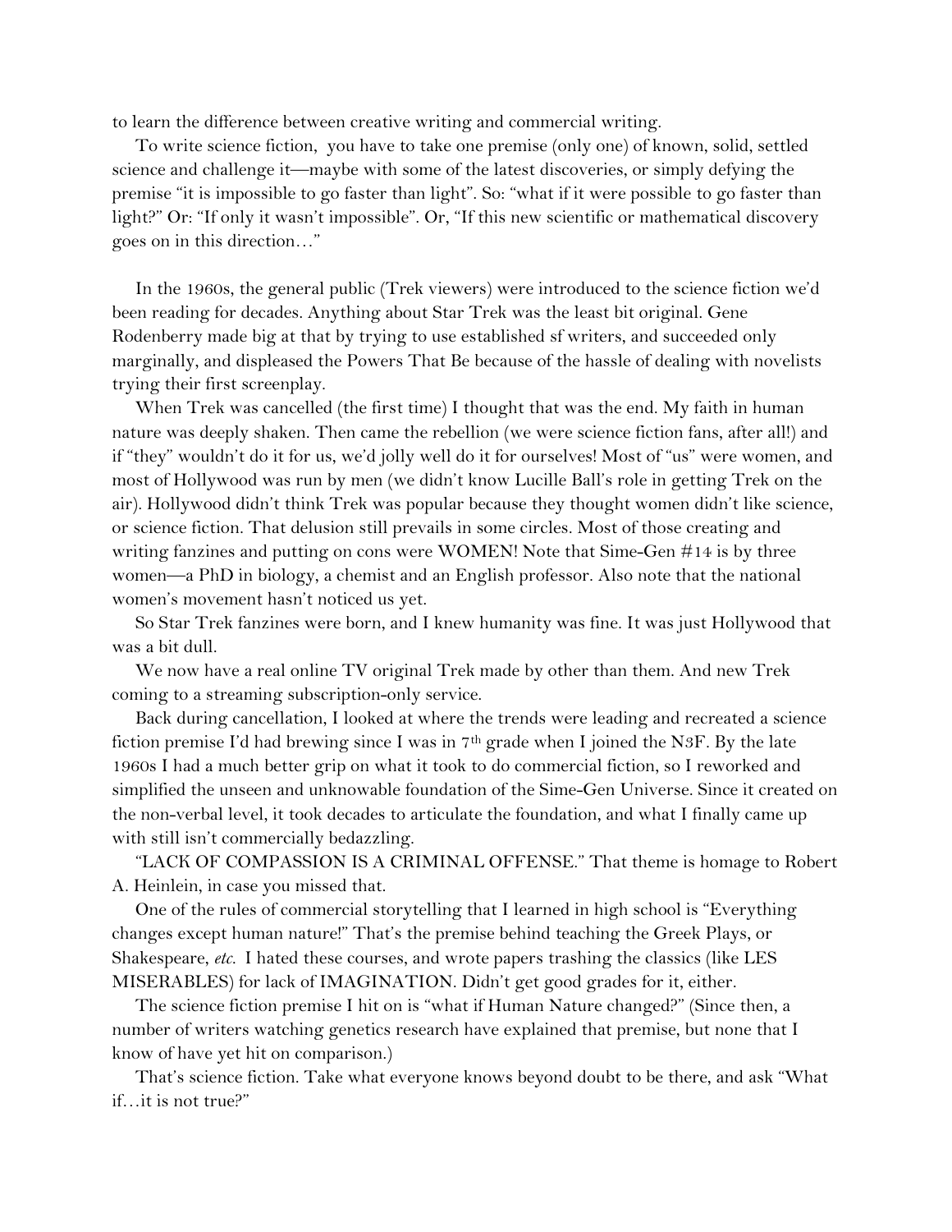to learn the difference between creative writing and commercial writing.

To write science fiction, you have to take one premise (only one) of known, solid, settled science and challenge it—maybe with some of the latest discoveries, or simply defying the premise "it is impossible to go faster than light". So: "what if it were possible to go faster than light?" Or: "If only it wasn't impossible". Or, "If this new scientific or mathematical discovery goes on in this direction…"

In the 1960s, the general public (Trek viewers) were introduced to the science fiction we'd been reading for decades. Anything about Star Trek was the least bit original. Gene Rodenberry made big at that by trying to use established sf writers, and succeeded only marginally, and displeased the Powers That Be because of the hassle of dealing with novelists trying their first screenplay.

When Trek was cancelled (the first time) I thought that was the end. My faith in human nature was deeply shaken. Then came the rebellion (we were science fiction fans, after all!) and if "they" wouldn't do it for us, we'd jolly well do it for ourselves! Most of "us" were women, and most of Hollywood was run by men (we didn't know Lucille Ball's role in getting Trek on the air). Hollywood didn't think Trek was popular because they thought women didn't like science, or science fiction. That delusion still prevails in some circles. Most of those creating and writing fanzines and putting on cons were WOMEN! Note that Sime-Gen #14 is by three women—a PhD in biology, a chemist and an English professor. Also note that the national women's movement hasn't noticed us yet.

So Star Trek fanzines were born, and I knew humanity was fine. It was just Hollywood that was a bit dull.

We now have a real online TV original Trek made by other than them. And new Trek coming to a streaming subscription-only service.

Back during cancellation, I looked at where the trends were leading and recreated a science fiction premise I'd had brewing since I was in 7th grade when I joined the N3F. By the late 1960s I had a much better grip on what it took to do commercial fiction, so I reworked and simplified the unseen and unknowable foundation of the Sime-Gen Universe. Since it created on the non-verbal level, it took decades to articulate the foundation, and what I finally came up with still isn't commercially bedazzling.

"LACK OF COMPASSION IS A CRIMINAL OFFENSE." That theme is homage to Robert A. Heinlein, in case you missed that.

One of the rules of commercial storytelling that I learned in high school is "Everything changes except human nature!" That's the premise behind teaching the Greek Plays, or Shakespeare, *etc.* I hated these courses, and wrote papers trashing the classics (like LES MISERABLES) for lack of IMAGINATION. Didn't get good grades for it, either.

The science fiction premise I hit on is "what if Human Nature changed?" (Since then, a number of writers watching genetics research have explained that premise, but none that I know of have yet hit on comparison.)

That's science fiction. Take what everyone knows beyond doubt to be there, and ask "What if…it is not true?"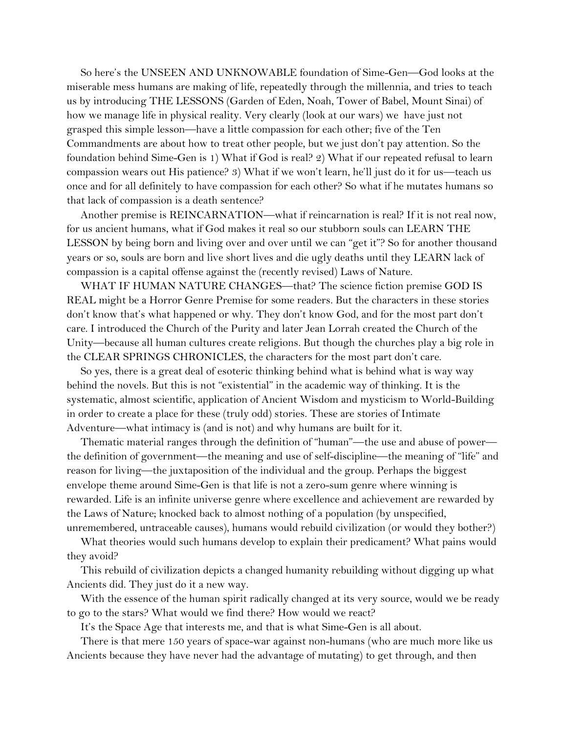So here's the UNSEEN AND UNKNOWABLE foundation of Sime-Gen—God looks at the miserable mess humans are making of life, repeatedly through the millennia, and tries to teach us by introducing THE LESSONS (Garden of Eden, Noah, Tower of Babel, Mount Sinai) of how we manage life in physical reality. Very clearly (look at our wars) we have just not grasped this simple lesson—have a little compassion for each other; five of the Ten Commandments are about how to treat other people, but we just don't pay attention. So the foundation behind Sime-Gen is 1) What if God is real? 2) What if our repeated refusal to learn compassion wears out His patience? 3) What if we won't learn, he'll just do it for us—teach us once and for all definitely to have compassion for each other? So what if he mutates humans so that lack of compassion is a death sentence?

Another premise is REINCARNATION—what if reincarnation is real? If it is not real now, for us ancient humans, what if God makes it real so our stubborn souls can LEARN THE LESSON by being born and living over and over until we can "get it"? So for another thousand years or so, souls are born and live short lives and die ugly deaths until they LEARN lack of compassion is a capital offense against the (recently revised) Laws of Nature.

WHAT IF HUMAN NATURE CHANGES—that? The science fiction premise GOD IS REAL might be a Horror Genre Premise for some readers. But the characters in these stories don't know that's what happened or why. They don't know God, and for the most part don't care. I introduced the Church of the Purity and later Jean Lorrah created the Church of the Unity—because all human cultures create religions. But though the churches play a big role in the CLEAR SPRINGS CHRONICLES, the characters for the most part don't care.

So yes, there is a great deal of esoteric thinking behind what is behind what is way way behind the novels. But this is not "existential" in the academic way of thinking. It is the systematic, almost scientific, application of Ancient Wisdom and mysticism to World-Building in order to create a place for these (truly odd) stories. These are stories of Intimate Adventure—what intimacy is (and is not) and why humans are built for it.

Thematic material ranges through the definition of "human"—the use and abuse of power—the definition of government—the meaning and use of self-discipline—the meaning of "life" and reason for living—the juxtaposition of the individual and the group. Perhaps the biggest envelope theme around Sime-Gen is that life is not a zero-sum genre where winning is rewarded. Life is an infinite universe genre where excellence and achievement are rewarded by the Laws of Nature; knocked back to almost nothing of a population (by unspecified, unremembered, untraceable causes), humans would rebuild civilization (or would they bother?)

What theories would such humans develop to explain their predicament? What pains would they avoid?

This rebuild of civilization depicts a changed humanity rebuilding without digging up what Ancients did. They just do it a new way.

With the essence of the human spirit radically changed at its very source, would we be ready to go to the stars? What would we find there? How would we react?

It's the Space Age that interests me, and that is what Sime-Gen is all about.

There is that mere 150 years of space-war against non-humans (who are much more like us Ancients because they have never had the advantage of mutating) to get through, and then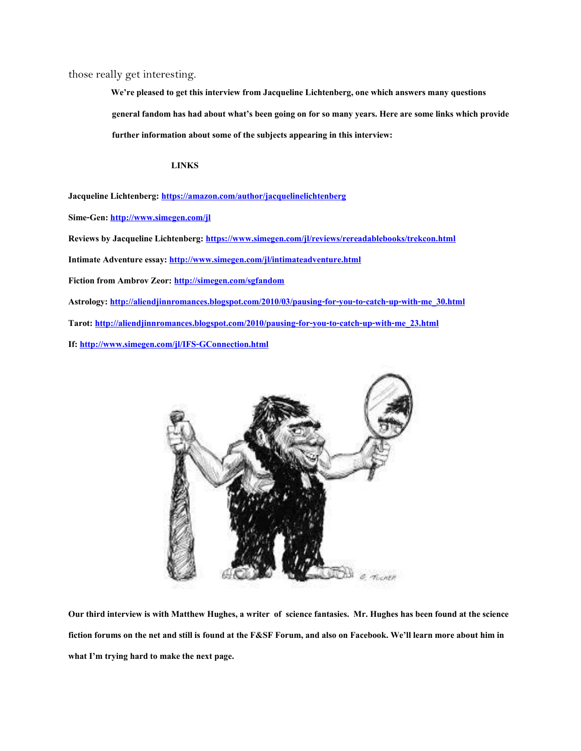those really get interesting.

**We're pleased to get this interview from Jacqueline Lichtenberg, one which answers many questions general fandom has had about what's been going on for so many years. Here are some links which provide further information about some of the subjects appearing in this interview:**

**LINKS**

**Jacqueline Lichtenberg: https://amazon.com/author/jacquelinelichtenberg**

**Sime-Gen: http://www.simegen.com/jl**

**Reviews by Jacqueline Lichtenberg: https://www.simegen.com/jl/reviews/rereadablebooks/trekcon.html**

**Intimate Adventure essay: http://www.simegen.com/jl/intimateadventure.html**

**Fiction from Ambrov Zeor: http://simegen.com/sgfandom**

**Astrology: http://aliendjinnromances.blogspot.com/2010/03/pausing-for-you-to-catch-up-with-me_30.html**

**Tarot: http://aliendjinnromances.blogspot.com/2010/pausing-for-you-to-catch-up-with-me_23.html**

**If: http://www.simegen.com/jl/IFS-GConnection.html**

**Our third interview is with Matthew Hughes, a writer of science fantasies. Mr. Hughes has been found at the science fiction forums on the net and still is found at the F&SF Forum, and also on Facebook. We'll learn more about him in what I'm trying hard to make the next page.**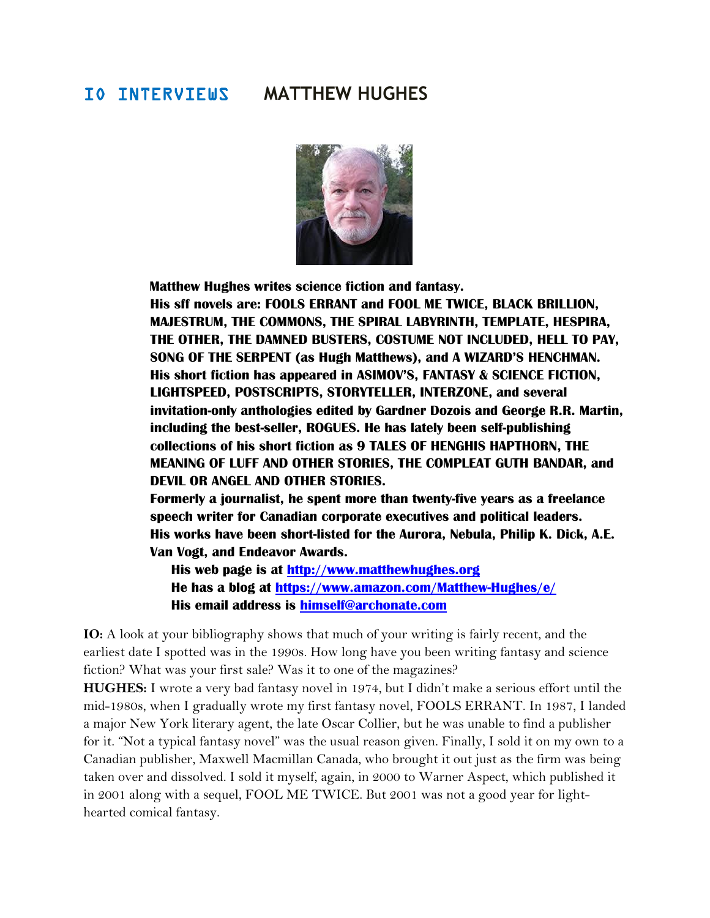# IO INTERVIEWS MATTHEW HUGHES

**Matthew Hughes writes science fiction and fantasy.**
**His sff novels are: FOOLS ERRANT and FOOL ME TWICE, BLACK BRILLION, MAJESTRUM, THE COMMONS, THE SPIRAL LABYRINTH, TEMPLATE, HESPIRA, THE OTHER, THE DAMNED BUSTERS, COSTUME NOT INCLUDED, HELL TO PAY, SONG OF THE SERPENT (as Hugh Matthews), and A WIZARD'S HENCHMAN.**
**His short fiction has appeared in ASIMOV'S, FANTASY & SCIENCE FICTION, LIGHTSPEED, POSTSCRIPTS, STORYTELLER, INTERZONE, and several invitation-only anthologies edited by Gardner Dozois and George R.R. Martin, including the best-seller, ROGUES. He has lately been self-publishing collections of his short fiction as 9 TALES OF HENGHIS HAPTHORN, THE MEANING OF LUFF AND OTHER STORIES, THE COMPLEAT GUTH BANDAR, and DEVIL OR ANGEL AND OTHER STORIES.**
**Formerly a journalist, he spent more than twenty-five years as a freelance speech writer for Canadian corporate executives and political leaders.**
**His works have been short-listed for the Aurora, Nebula, Philip K. Dick, A.E. Van Vogt, and Endeavor Awards.**

**His web page is at [http://www.matthewhughes.org](http://www.matthewhughes.org)**
**He has a blog at [https://www.amazon.com/Matthew-Hughes/e/](https://www.amazon.com/Matthew-Hughes/e/)**
**His email address is [himself@archonate.com](mailto:himself@archonate.com)**

**IO:** A look at your bibliography shows that much of your writing is fairly recent, and the earliest date I spotted was in the 1990s. How long have you been writing fantasy and science fiction? What was your first sale? Was it to one of the magazines?

**HUGHES:** I wrote a very bad fantasy novel in 1974, but I didn't make a serious effort until the mid-1980s, when I gradually wrote my first fantasy novel, FOOLS ERRANT. In 1987, I landed a major New York literary agent, the late Oscar Collier, but he was unable to find a publisher for it. "Not a typical fantasy novel" was the usual reason given. Finally, I sold it on my own to a Canadian publisher, Maxwell Macmillan Canada, who brought it out just as the firm was being taken over and dissolved. I sold it myself, again, in 2000 to Warner Aspect, which published it in 2001 along with a sequel, FOOL ME TWICE. But 2001 was not a good year for light-hearted comical fantasy.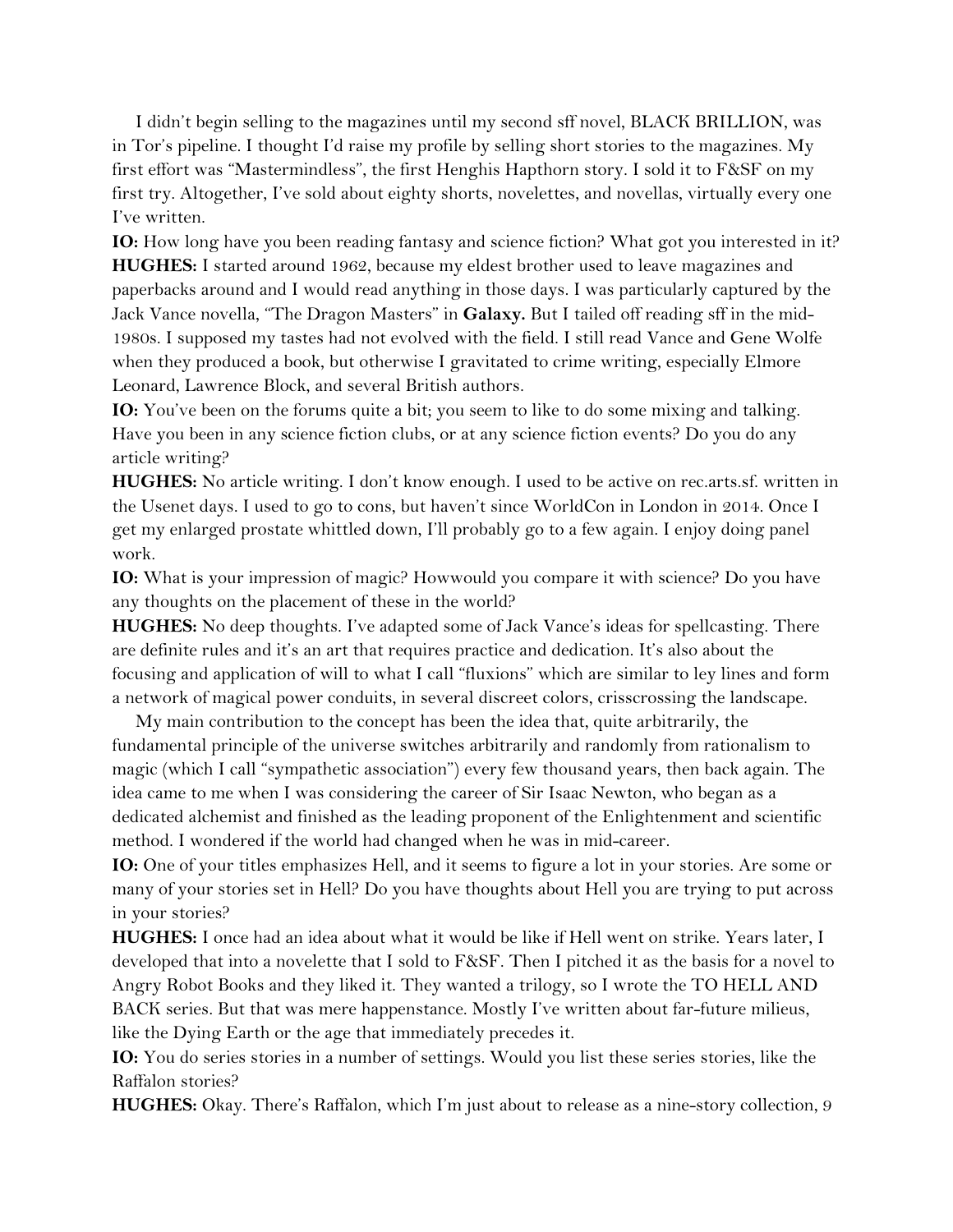I didn't begin selling to the magazines until my second sff novel, BLACK BRILLION, was in Tor's pipeline. I thought I'd raise my profile by selling short stories to the magazines. My first effort was "Mastermindless", the first Henghis Hapthorn story. I sold it to F&SF on my first try. Altogether, I've sold about eighty shorts, novelettes, and novellas, virtually every one I've written.

**IO:** How long have you been reading fantasy and science fiction? What got you interested in it?

**HUGHES:** I started around 1962, because my eldest brother used to leave magazines and paperbacks around and I would read anything in those days. I was particularly captured by the Jack Vance novella, "The Dragon Masters" in **Galaxy.** But I tailed off reading sff in the mid-1980s. I supposed my tastes had not evolved with the field. I still read Vance and Gene Wolfe when they produced a book, but otherwise I gravitated to crime writing, especially Elmore Leonard, Lawrence Block, and several British authors.

**IO:** You've been on the forums quite a bit; you seem to like to do some mixing and talking. Have you been in any science fiction clubs, or at any science fiction events? Do you do any article writing?

**HUGHES:** No article writing. I don't know enough. I used to be active on rec.arts.sf. written in the Usenet days. I used to go to cons, but haven't since WorldCon in London in 2014. Once I get my enlarged prostate whittled down, I'll probably go to a few again. I enjoy doing panel work.

**IO:** What is your impression of magic? Howwould you compare it with science? Do you have any thoughts on the placement of these in the world?

**HUGHES:** No deep thoughts. I've adapted some of Jack Vance's ideas for spellcasting. There are definite rules and it's an art that requires practice and dedication. It's also about the focusing and application of will to what I call "fluxions" which are similar to ley lines and form a network of magical power conduits, in several discreet colors, crisscrossing the landscape.

My main contribution to the concept has been the idea that, quite arbitrarily, the fundamental principle of the universe switches arbitrarily and randomly from rationalism to magic (which I call "sympathetic association") every few thousand years, then back again. The idea came to me when I was considering the career of Sir Isaac Newton, who began as a dedicated alchemist and finished as the leading proponent of the Enlightenment and scientific method. I wondered if the world had changed when he was in mid-career.

**IO:** One of your titles emphasizes Hell, and it seems to figure a lot in your stories. Are some or many of your stories set in Hell? Do you have thoughts about Hell you are trying to put across in your stories?

**HUGHES:** I once had an idea about what it would be like if Hell went on strike. Years later, I developed that into a novelette that I sold to F&SF. Then I pitched it as the basis for a novel to Angry Robot Books and they liked it. They wanted a trilogy, so I wrote the TO HELL AND BACK series. But that was mere happenstance. Mostly I've written about far-future milieus, like the Dying Earth or the age that immediately precedes it.

**IO:** You do series stories in a number of settings. Would you list these series stories, like the Raffalon stories?

**HUGHES:** Okay. There's Raffalon, which I'm just about to release as a nine-story collection, 9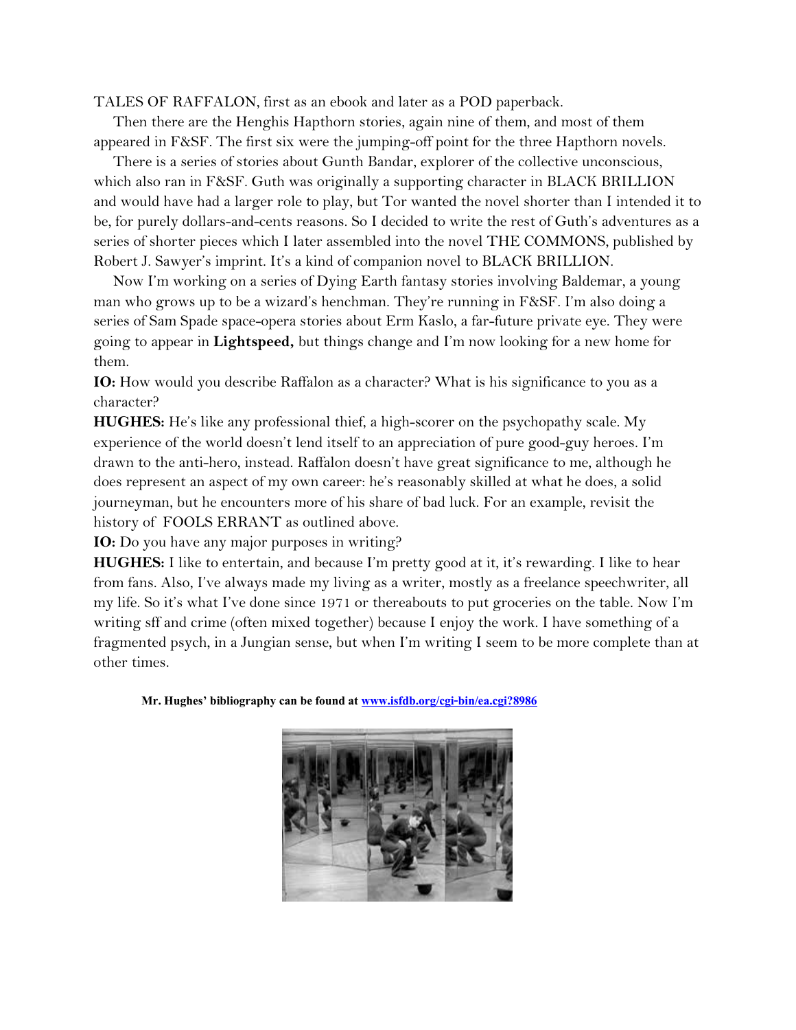TALES OF RAFFALON, first as an ebook and later as a POD paperback.

Then there are the Henghis Hapthorn stories, again nine of them, and most of them appeared in F&SF. The first six were the jumping-off point for the three Hapthorn novels.

There is a series of stories about Gunth Bandar, explorer of the collective unconscious, which also ran in F&SF. Guth was originally a supporting character in BLACK BRILLION and would have had a larger role to play, but Tor wanted the novel shorter than I intended it to be, for purely dollars-and-cents reasons. So I decided to write the rest of Guth's adventures as a series of shorter pieces which I later assembled into the novel THE COMMONS, published by Robert J. Sawyer's imprint. It's a kind of companion novel to BLACK BRILLION.

Now I'm working on a series of Dying Earth fantasy stories involving Baldemar, a young man who grows up to be a wizard's henchman. They're running in F&SF. I'm also doing a series of Sam Spade space-opera stories about Erm Kaslo, a far-future private eye. They were going to appear in **Lightspeed,** but things change and I'm now looking for a new home for them.

**IO:** How would you describe Raffalon as a character? What is his significance to you as a character?

**HUGHES:** He's like any professional thief, a high-scorer on the psychopathy scale. My experience of the world doesn't lend itself to an appreciation of pure good-guy heroes. I'm drawn to the anti-hero, instead. Raffalon doesn't have great significance to me, although he does represent an aspect of my own career: he's reasonably skilled at what he does, a solid journeyman, but he encounters more of his share of bad luck. For an example, revisit the history of FOOLS ERRANT as outlined above.

**IO:** Do you have any major purposes in writing?

**HUGHES:** I like to entertain, and because I'm pretty good at it, it's rewarding. I like to hear from fans. Also, I've always made my living as a writer, mostly as a freelance speechwriter, all my life. So it's what I've done since 1971 or thereabouts to put groceries on the table. Now I'm writing sff and crime (often mixed together) because I enjoy the work. I have something of a fragmented psych, in a Jungian sense, but when I'm writing I seem to be more complete than at other times.

**Mr. Hughes' bibliography can be found at [www.isfdb.org/cgi-bin/ea.cgi?8986](http://www.isfdb.org/cgi-bin/ea.cgi?8986)**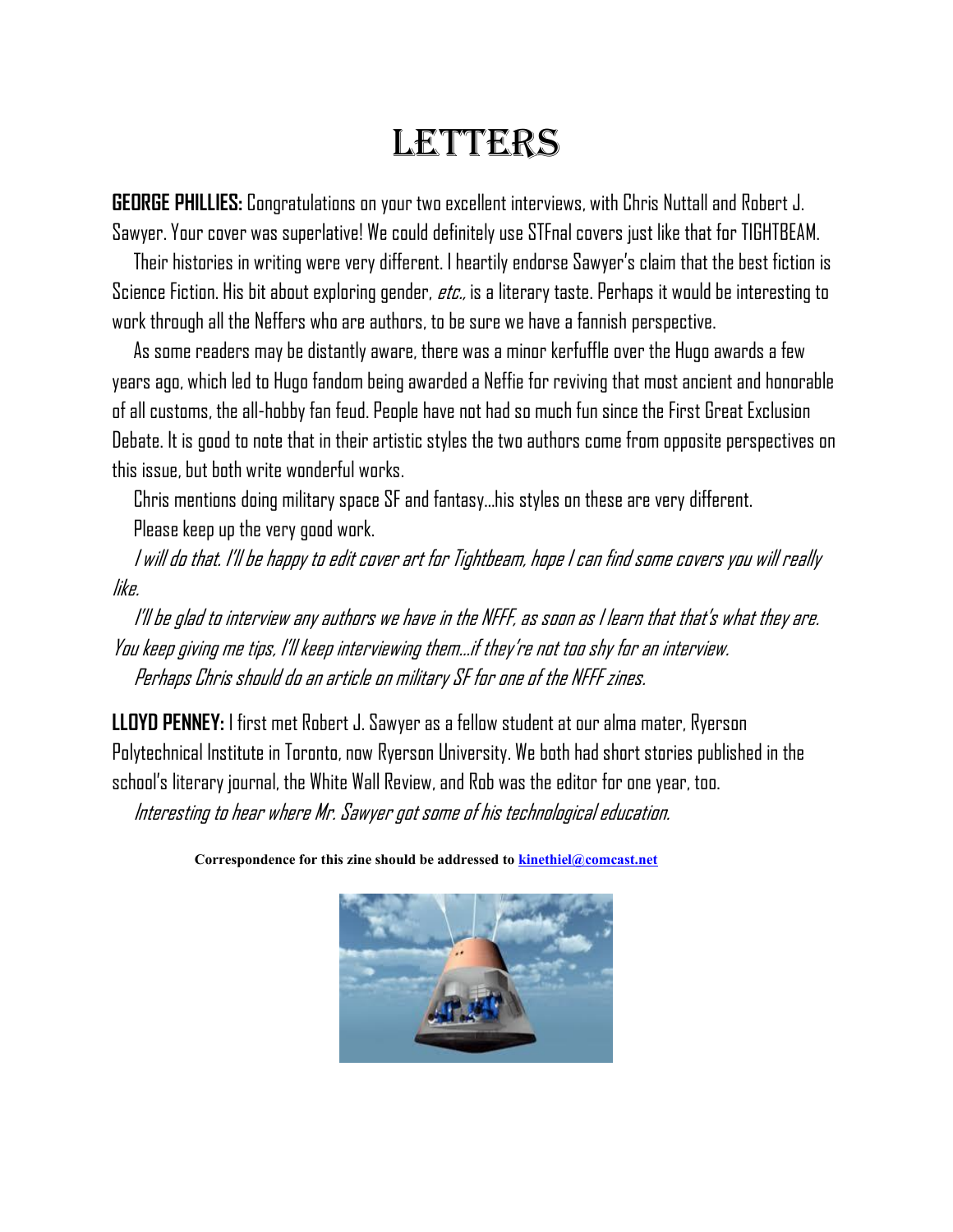# Letters

**GEORGE PHILLIES:** Congratulations on your two excellent interviews, with Chris Nuttall and Robert J. Sawyer. Your cover was superlative! We could definitely use STFnal covers just like that for TIGHTBEAM.

Their histories in writing were very different. I heartily endorse Sawyer's claim that the best fiction is Science Fiction. His bit about exploring gender, *etc.,* is a literary taste. Perhaps it would be interesting to work through all the Neffers who are authors, to be sure we have a fannish perspective.

As some readers may be distantly aware, there was a minor kerfuffle over the Hugo awards a few years ago, which led to Hugo fandom being awarded a Neffie for reviving that most ancient and honorable of all customs, the all-hobby fan feud. People have not had so much fun since the First Great Exclusion Debate. It is good to note that in their artistic styles the two authors come from opposite perspectives on this issue, but both write wonderful works.

Chris mentions doing military space SF and fantasy…his styles on these are very different.

Please keep up the very good work.

*I will do that. I'll be happy to edit cover art for Tightbeam, hope I can find some covers you will really like.*

*I'll be glad to interview any authors we have in the NFFF, as soon as I learn that that's what they are. You keep giving me tips, I'll keep interviewing them…if they're not too shy for an interview.*

*Perhaps Chris should do an article on military SF for one of the NFFF zines.*

**LLOYD PENNEY:** I first met Robert J. Sawyer as a fellow student at our alma mater, Ryerson Polytechnical Institute in Toronto, now Ryerson University. We both had short stories published in the school's literary journal, the White Wall Review, and Rob was the editor for one year, too.

*Interesting to hear where Mr. Sawyer got some of his technological education.*

**Correspondence for this zine should be addressed to [kinethiel@comcast.net](mailto:kinethiel@comcast.net)**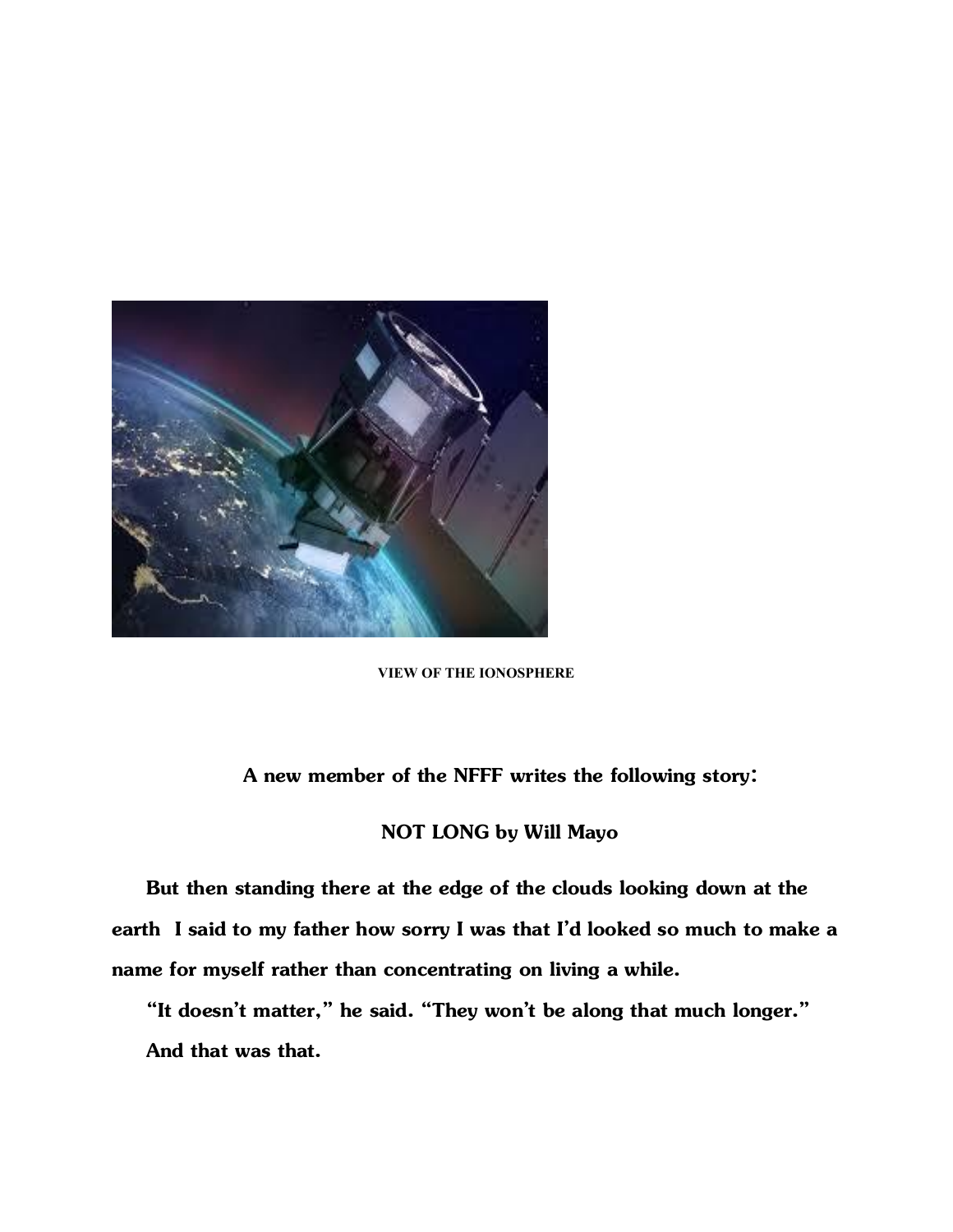VIEW OF THE IONOSPHERE

**A new member of the NFFF writes the following story:**

**NOT LONG by Will Mayo**

**But then standing there at the edge of the clouds looking down at the earth I said to my father how sorry I was that I'd looked so much to make a name for myself rather than concentrating on living a while.**

**"It doesn't matter," he said. "They won't be along that much longer."**

**And that was that.**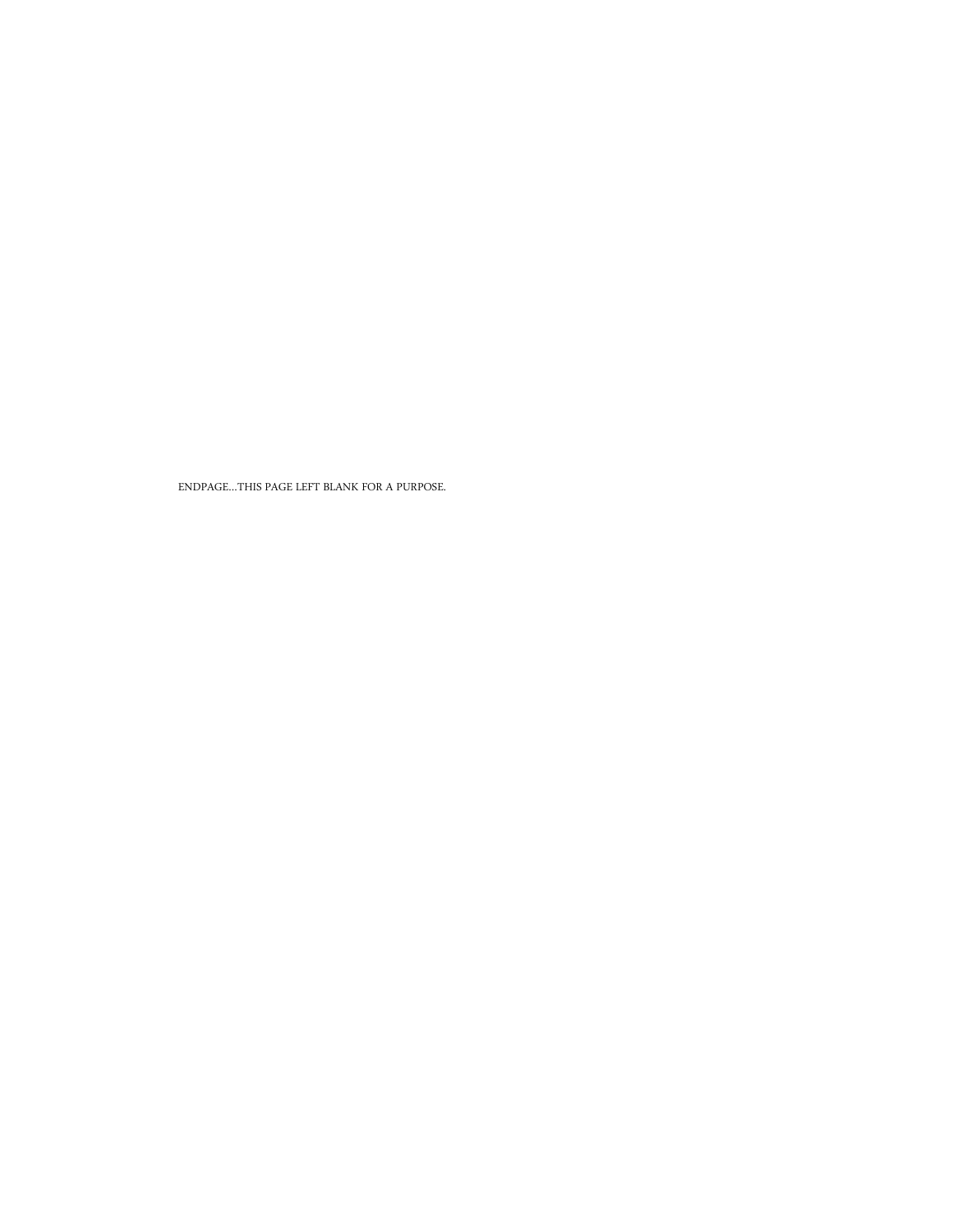ENDPAGE...THIS PAGE LEFT BLANK FOR A PURPOSE.